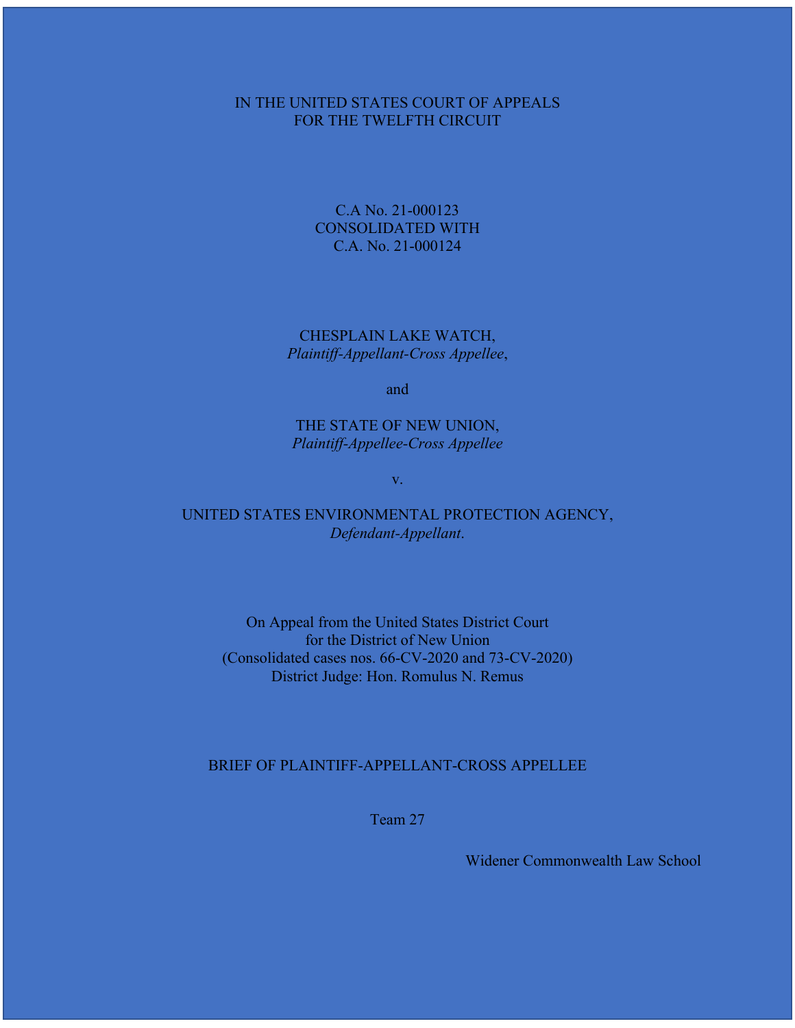IN THE UNITED STATES COURT OF APPEALS
FOR THE TWELFTH CIRCUIT

C.A No. 21-000123
CONSOLIDATED WITH
C.A. No. 21-000124

CHESPLAIN LAKE WATCH,
*Plaintiff-Appellant-Cross Appellee*,

and

THE STATE OF NEW UNION,
*Plaintiff-Appellee-Cross Appellee*

v.

UNITED STATES ENVIRONMENTAL PROTECTION AGENCY,
*Defendant-Appellant*.

On Appeal from the United States District Court
for the District of New Union
(Consolidated cases nos. 66-CV-2020 and 73-CV-2020)
District Judge: Hon. Romulus N. Remus

BRIEF OF PLAINTIFF-APPELLANT-CROSS APPELLEE

Team 27

Widener Commonwealth Law School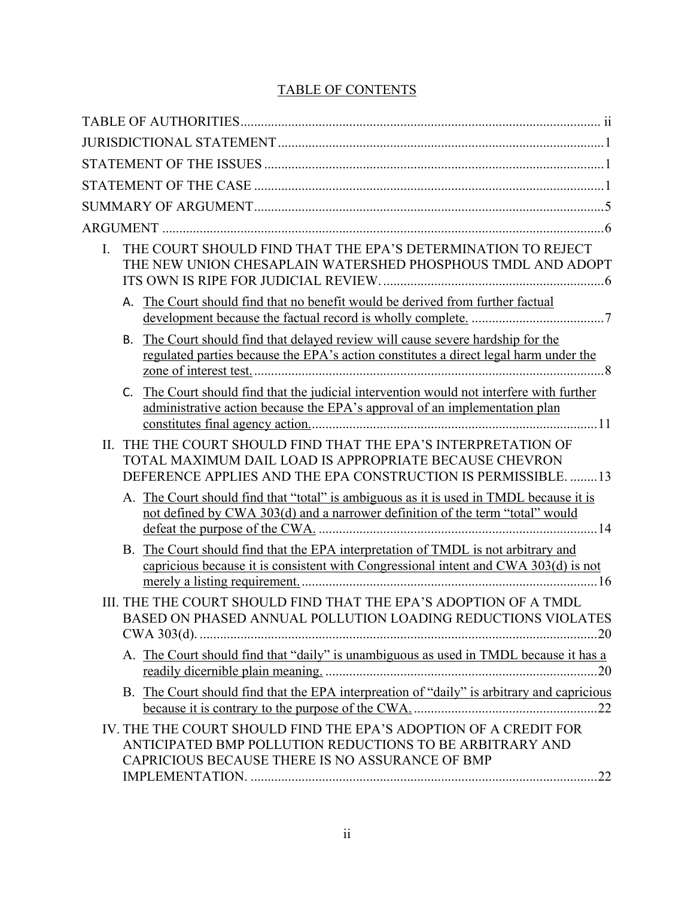# TABLE OF CONTENTS

TABLE OF AUTHORITIES ........................................................................................................ ii

JURISDICTIONAL STATEMENT ...............................................................................................1

STATEMENT OF THE ISSUES ...................................................................................................1

STATEMENT OF THE CASE ......................................................................................................1

SUMMARY OF ARGUMENT......................................................................................................5

ARGUMENT .................................................................................................................................6

I. THE COURT SHOULD FIND THAT THE EPA'S DETERMINATION TO REJECT THE NEW UNION CHESAPLAIN WATERSHED PHOSPHOUS TMDL AND ADOPT ITS OWN IS RIPE FOR JUDICIAL REVIEW. .................................................................6

   A. The Court should find that no benefit would be derived from further factual development because the factual record is wholly complete. .......................................7

   B. The Court should find that delayed review will cause severe hardship for the regulated parties because the EPA's action constitutes a direct legal harm under the zone of interest test. .......................................................................................................8

   C. The Court should find that the judicial intervention would not interfere with further administrative action because the EPA's approval of an implementation plan constitutes final agency action. ....................................................................................11

II. THE THE COURT SHOULD FIND THAT THE EPA'S INTERPRETATION OF TOTAL MAXIMUM DAIL LOAD IS APPROPRIATE BECAUSE CHEVRON DEFERENCE APPLIES AND THE EPA CONSTRUCTION IS PERMISSIBLE. ........13

   A. The Court should find that "total" is ambiguous as it is used in TMDL because it is not defined by CWA 303(d) and a narrower definition of the term "total" would defeat the purpose of the CWA. .................................................................................14

   B. The Court should find that the EPA interpretation of TMDL is not arbitrary and capricious because it is consistent with Congressional intent and CWA 303(d) is not merely a listing requirement. ......................................................................................16

III. THE THE COURT SHOULD FIND THAT THE EPA'S ADOPTION OF A TMDL BASED ON PHASED ANNUAL POLLUTION LOADING REDUCTIONS VIOLATES CWA 303(d). .....................................................................................................................20

   A. The Court should find that "daily" is unambiguous as used in TMDL because it has a readily dicernible plain meaning. ...............................................................................20

   B. The Court should find that the EPA interpreation of "daily" is arbitrary and capricious because it is contrary to the purpose of the CWA. ......................................................22

IV. THE THE COURT SHOULD FIND THE EPA'S ADOPTION OF A CREDIT FOR ANTICIPATED BMP POLLUTION REDUCTIONS TO BE ARBITRARY AND CAPRICIOUS BECAUSE THERE IS NO ASSURANCE OF BMP IMPLEMENTATION. ......................................................................................................22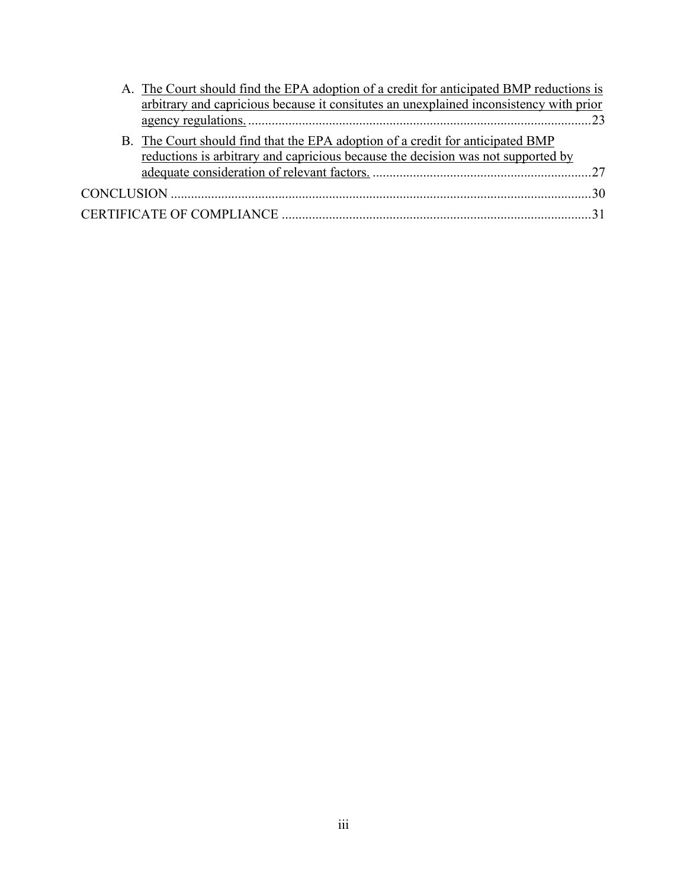A. The Court should find the EPA adoption of a credit for anticipated BMP reductions is arbitrary and capricious because it consitutes an unexplained inconsistency with prior agency regulations. ....................................................................................................23

B. The Court should find that the EPA adoption of a credit for anticipated BMP reductions is arbitrary and capricious because the decision was not supported by adequate consideration of relevant factors. ................................................................27

CONCLUSION ............................................................................................................................30

CERTIFICATE OF COMPLIANCE ...........................................................................................31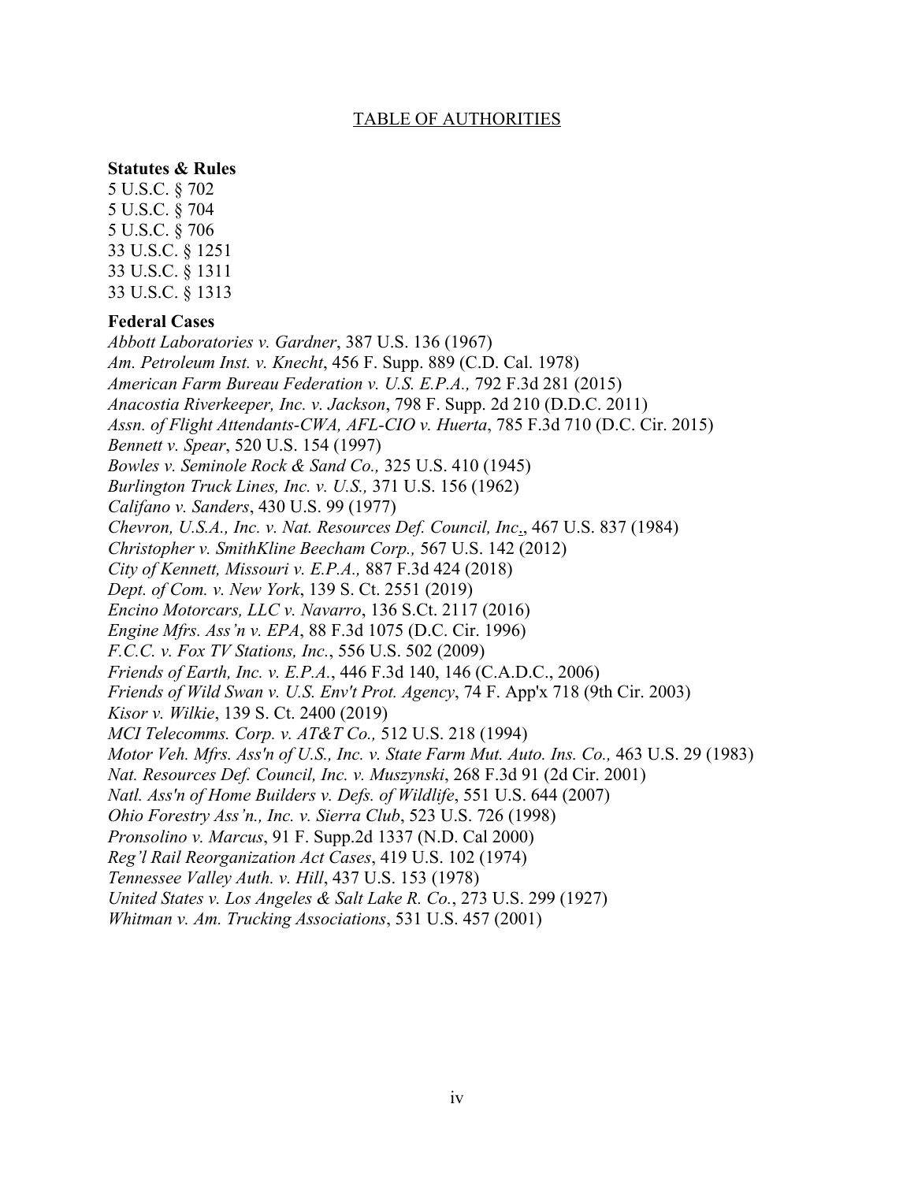# TABLE OF AUTHORITIES

**Statutes & Rules**

5 U.S.C. § 702
5 U.S.C. § 704
5 U.S.C. § 706
33 U.S.C. § 1251
33 U.S.C. § 1311
33 U.S.C. § 1313

**Federal Cases**

*Abbott Laboratories v. Gardner*, 387 U.S. 136 (1967)
*Am. Petroleum Inst. v. Knecht*, 456 F. Supp. 889 (C.D. Cal. 1978)
*American Farm Bureau Federation v. U.S. E.P.A.,* 792 F.3d 281 (2015)
*Anacostia Riverkeeper, Inc. v. Jackson*, 798 F. Supp. 2d 210 (D.D.C. 2011)
*Assn. of Flight Attendants-CWA, AFL-CIO v. Huerta*, 785 F.3d 710 (D.C. Cir. 2015)
*Bennett v. Spear*, 520 U.S. 154 (1997)
*Bowles v. Seminole Rock & Sand Co.,* 325 U.S. 410 (1945)
*Burlington Truck Lines, Inc. v. U.S.,* 371 U.S. 156 (1962)
*Califano v. Sanders*, 430 U.S. 99 (1977)
*Chevron, U.S.A., Inc. v. Nat. Resources Def. Council, Inc.*, 467 U.S. 837 (1984)
*Christopher v. SmithKline Beecham Corp.,* 567 U.S. 142 (2012)
*City of Kennett, Missouri v. E.P.A.,* 887 F.3d 424 (2018)
*Dept. of Com. v. New York*, 139 S. Ct. 2551 (2019)
*Encino Motorcars, LLC v. Navarro*, 136 S.Ct. 2117 (2016)
*Engine Mfrs. Ass'n v. EPA*, 88 F.3d 1075 (D.C. Cir. 1996)
*F.C.C. v. Fox TV Stations, Inc.*, 556 U.S. 502 (2009)
*Friends of Earth, Inc. v. E.P.A.*, 446 F.3d 140, 146 (C.A.D.C., 2006)
*Friends of Wild Swan v. U.S. Env't Prot. Agency*, 74 F. App'x 718 (9th Cir. 2003)
*Kisor v. Wilkie*, 139 S. Ct. 2400 (2019)
*MCI Telecomms. Corp. v. AT&T Co.,* 512 U.S. 218 (1994)
*Motor Veh. Mfrs. Ass'n of U.S., Inc. v. State Farm Mut. Auto. Ins. Co.,* 463 U.S. 29 (1983)
*Nat. Resources Def. Council, Inc. v. Muszynski*, 268 F.3d 91 (2d Cir. 2001)
*Natl. Ass'n of Home Builders v. Defs. of Wildlife*, 551 U.S. 644 (2007)
*Ohio Forestry Ass'n., Inc. v. Sierra Club*, 523 U.S. 726 (1998)
*Pronsolino v. Marcus*, 91 F. Supp.2d 1337 (N.D. Cal 2000)
*Reg'l Rail Reorganization Act Cases*, 419 U.S. 102 (1974)
*Tennessee Valley Auth. v. Hill*, 437 U.S. 153 (1978)
*United States v. Los Angeles & Salt Lake R. Co.*, 273 U.S. 299 (1927)
*Whitman v. Am. Trucking Associations*, 531 U.S. 457 (2001)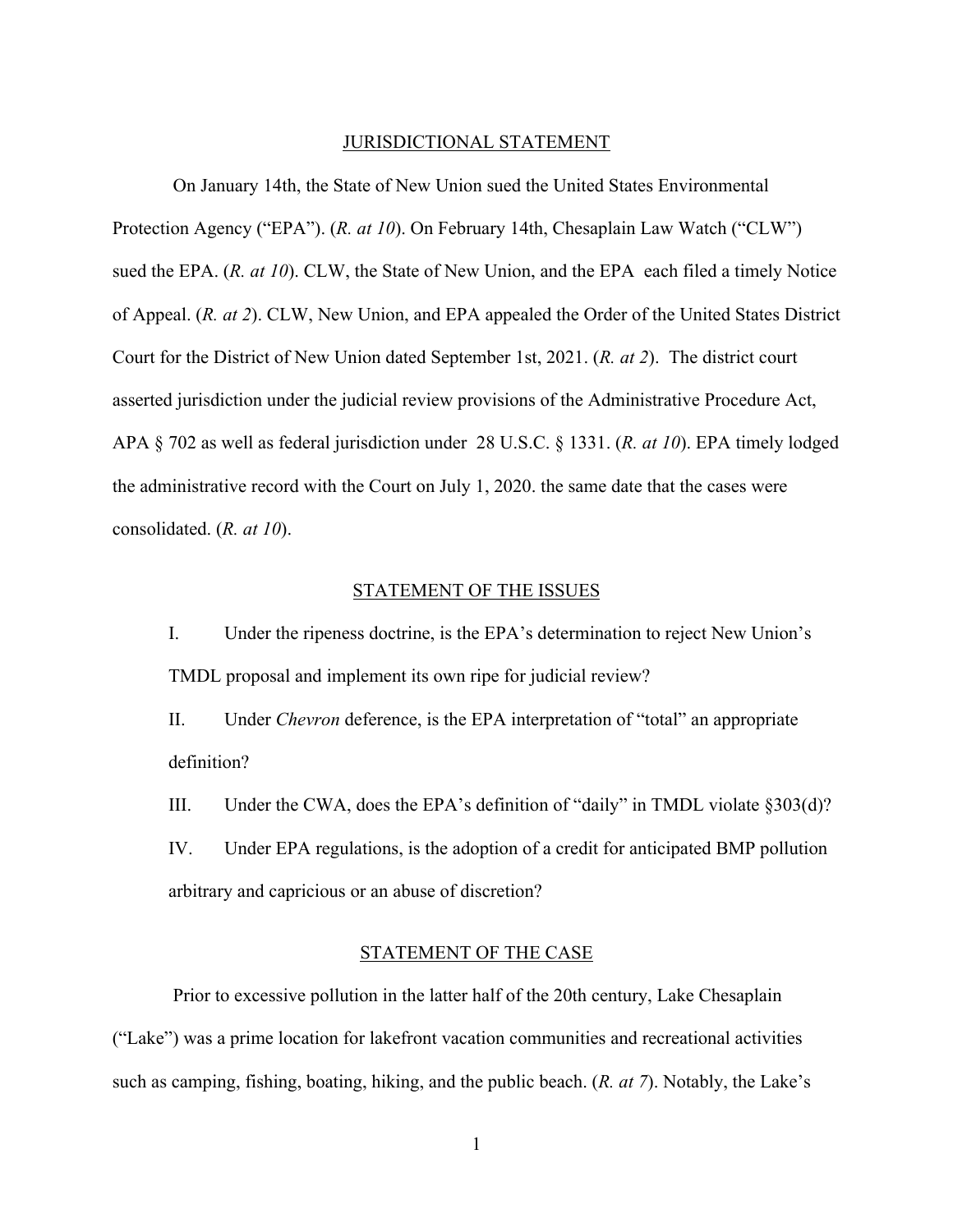## JURISDICTIONAL STATEMENT

On January 14th, the State of New Union sued the United States Environmental Protection Agency ("EPA"). (*R. at 10*). On February 14th, Chesaplain Law Watch ("CLW") sued the EPA. (*R. at 10*). CLW, the State of New Union, and the EPA each filed a timely Notice of Appeal. (*R. at 2*). CLW, New Union, and EPA appealed the Order of the United States District Court for the District of New Union dated September 1st, 2021. (*R. at 2*). The district court asserted jurisdiction under the judicial review provisions of the Administrative Procedure Act, APA § 702 as well as federal jurisdiction under 28 U.S.C. § 1331. (*R. at 10*). EPA timely lodged the administrative record with the Court on July 1, 2020. the same date that the cases were consolidated. (*R. at 10*).

## STATEMENT OF THE ISSUES

I. Under the ripeness doctrine, is the EPA's determination to reject New Union's TMDL proposal and implement its own ripe for judicial review?

II. Under *Chevron* deference, is the EPA interpretation of "total" an appropriate definition?

III. Under the CWA, does the EPA's definition of "daily" in TMDL violate §303(d)?

IV. Under EPA regulations, is the adoption of a credit for anticipated BMP pollution arbitrary and capricious or an abuse of discretion?

## STATEMENT OF THE CASE

Prior to excessive pollution in the latter half of the 20th century, Lake Chesaplain ("Lake") was a prime location for lakefront vacation communities and recreational activities such as camping, fishing, boating, hiking, and the public beach. (*R. at 7*). Notably, the Lake's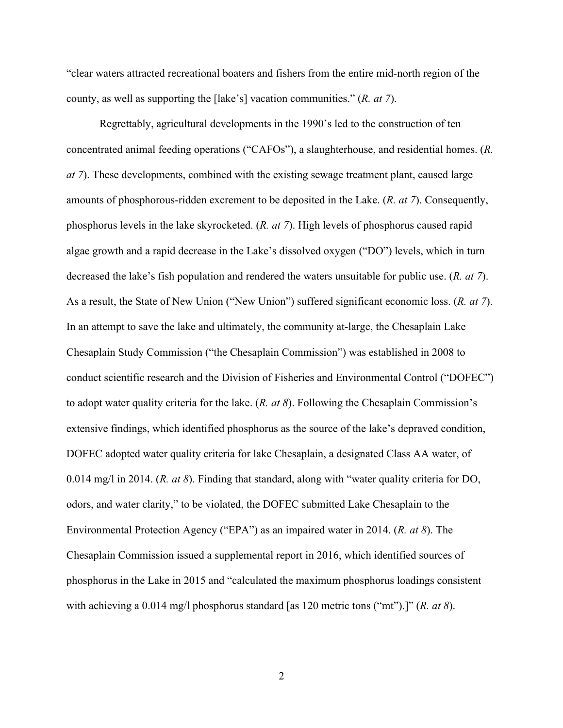"clear waters attracted recreational boaters and fishers from the entire mid-north region of the county, as well as supporting the [lake's] vacation communities." (*R. at 7*).

Regrettably, agricultural developments in the 1990's led to the construction of ten concentrated animal feeding operations ("CAFOs"), a slaughterhouse, and residential homes. (*R. at 7*). These developments, combined with the existing sewage treatment plant, caused large amounts of phosphorous-ridden excrement to be deposited in the Lake. (*R. at 7*). Consequently, phosphorus levels in the lake skyrocketed. (*R. at 7*). High levels of phosphorus caused rapid algae growth and a rapid decrease in the Lake's dissolved oxygen ("DO") levels, which in turn decreased the lake's fish population and rendered the waters unsuitable for public use. (*R. at 7*). As a result, the State of New Union ("New Union") suffered significant economic loss. (*R. at 7*). In an attempt to save the lake and ultimately, the community at-large, the Chesaplain Lake Chesaplain Study Commission ("the Chesaplain Commission") was established in 2008 to conduct scientific research and the Division of Fisheries and Environmental Control ("DOFEC") to adopt water quality criteria for the lake. (*R. at 8*). Following the Chesaplain Commission's extensive findings, which identified phosphorus as the source of the lake's depraved condition, DOFEC adopted water quality criteria for lake Chesaplain, a designated Class AA water, of 0.014 mg/l in 2014. (*R. at 8*). Finding that standard, along with "water quality criteria for DO, odors, and water clarity," to be violated, the DOFEC submitted Lake Chesaplain to the Environmental Protection Agency ("EPA") as an impaired water in 2014. (*R. at 8*). The Chesaplain Commission issued a supplemental report in 2016, which identified sources of phosphorus in the Lake in 2015 and "calculated the maximum phosphorus loadings consistent with achieving a 0.014 mg/l phosphorus standard [as 120 metric tons ("mt").]" (*R. at 8*).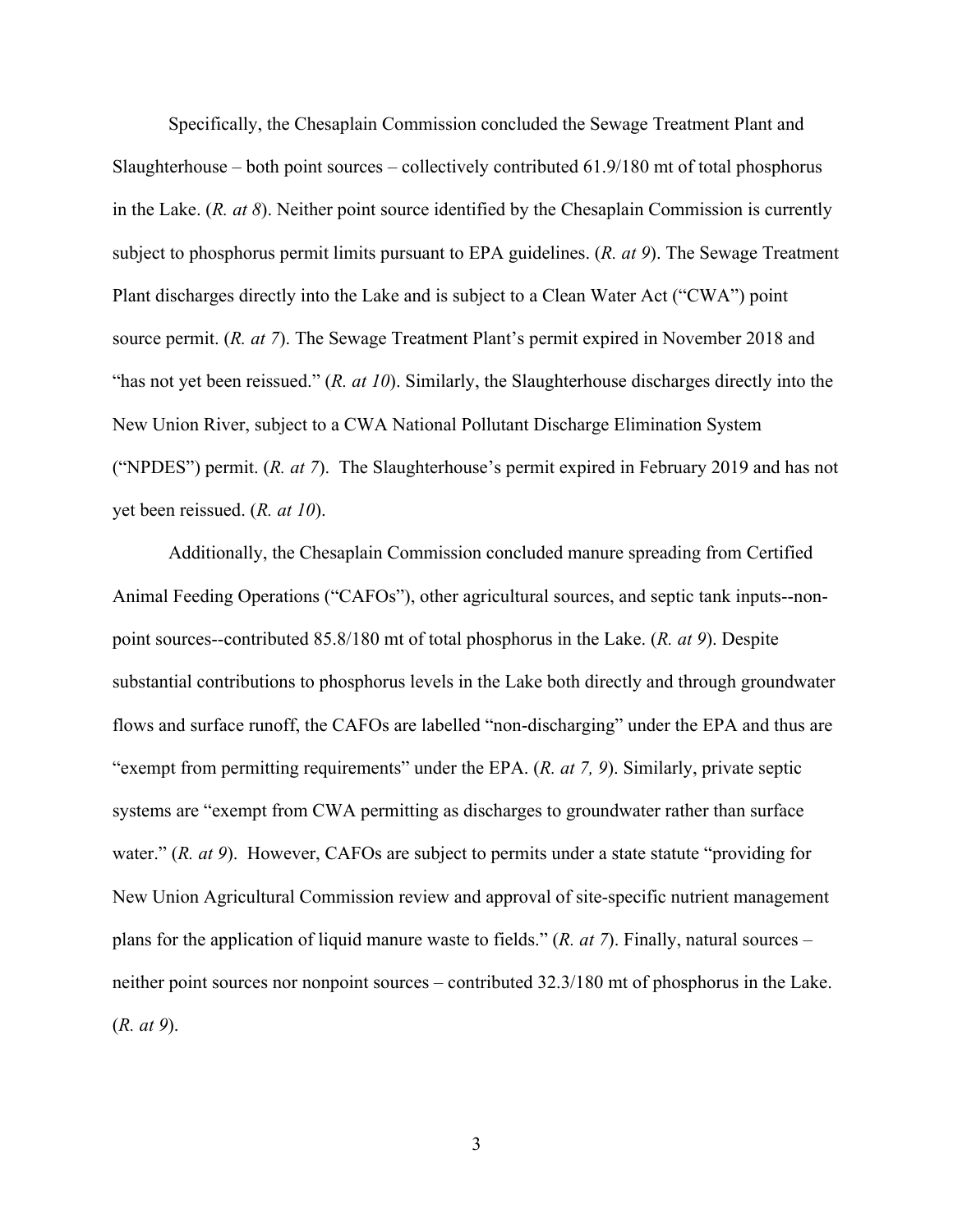Specifically, the Chesaplain Commission concluded the Sewage Treatment Plant and Slaughterhouse – both point sources – collectively contributed 61.9/180 mt of total phosphorus in the Lake. (*R. at 8*). Neither point source identified by the Chesaplain Commission is currently subject to phosphorus permit limits pursuant to EPA guidelines. (*R. at 9*). The Sewage Treatment Plant discharges directly into the Lake and is subject to a Clean Water Act ("CWA") point source permit. (*R. at 7*). The Sewage Treatment Plant's permit expired in November 2018 and "has not yet been reissued." (*R. at 10*). Similarly, the Slaughterhouse discharges directly into the New Union River, subject to a CWA National Pollutant Discharge Elimination System ("NPDES") permit. (*R. at 7*). The Slaughterhouse's permit expired in February 2019 and has not yet been reissued. (*R. at 10*).

Additionally, the Chesaplain Commission concluded manure spreading from Certified Animal Feeding Operations ("CAFOs"), other agricultural sources, and septic tank inputs--non-point sources--contributed 85.8/180 mt of total phosphorus in the Lake. (*R. at 9*). Despite substantial contributions to phosphorus levels in the Lake both directly and through groundwater flows and surface runoff, the CAFOs are labelled "non-discharging" under the EPA and thus are "exempt from permitting requirements" under the EPA. (*R. at 7, 9*). Similarly, private septic systems are "exempt from CWA permitting as discharges to groundwater rather than surface water." (*R. at 9*). However, CAFOs are subject to permits under a state statute "providing for New Union Agricultural Commission review and approval of site-specific nutrient management plans for the application of liquid manure waste to fields." (*R. at 7*). Finally, natural sources – neither point sources nor nonpoint sources – contributed 32.3/180 mt of phosphorus in the Lake. (*R. at 9*).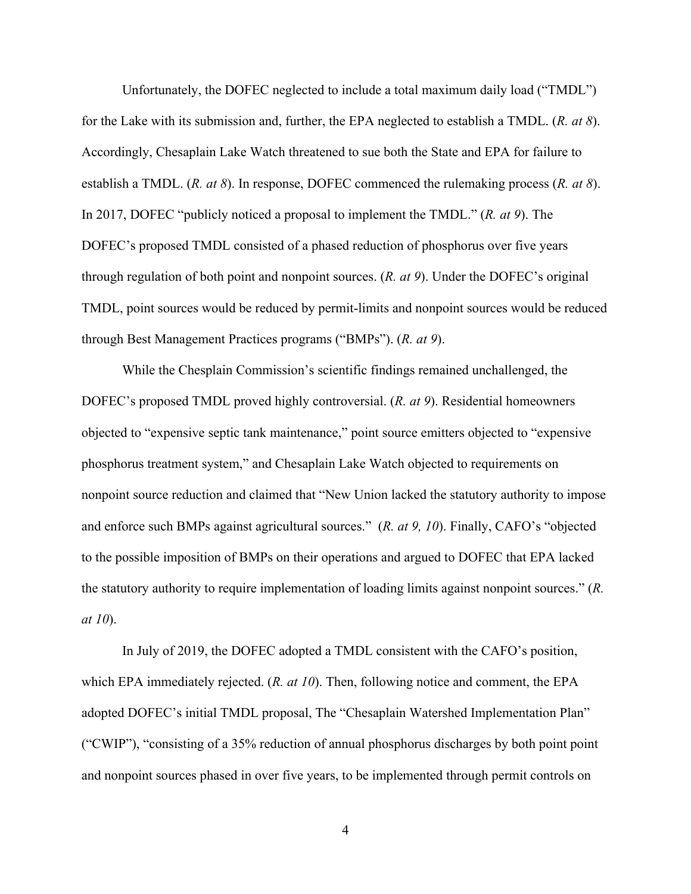Unfortunately, the DOFEC neglected to include a total maximum daily load ("TMDL") for the Lake with its submission and, further, the EPA neglected to establish a TMDL. (*R. at 8*). Accordingly, Chesaplain Lake Watch threatened to sue both the State and EPA for failure to establish a TMDL. (*R. at 8*). In response, DOFEC commenced the rulemaking process (*R. at 8*). In 2017, DOFEC "publicly noticed a proposal to implement the TMDL." (*R. at 9*). The DOFEC's proposed TMDL consisted of a phased reduction of phosphorus over five years through regulation of both point and nonpoint sources. (*R. at 9*). Under the DOFEC's original TMDL, point sources would be reduced by permit-limits and nonpoint sources would be reduced through Best Management Practices programs ("BMPs"). (*R. at 9*).

While the Chesplain Commission's scientific findings remained unchallenged, the DOFEC's proposed TMDL proved highly controversial. (*R. at 9*). Residential homeowners objected to "expensive septic tank maintenance," point source emitters objected to "expensive phosphorus treatment system," and Chesaplain Lake Watch objected to requirements on nonpoint source reduction and claimed that "New Union lacked the statutory authority to impose and enforce such BMPs against agricultural sources." (*R. at 9, 10*). Finally, CAFO's "objected to the possible imposition of BMPs on their operations and argued to DOFEC that EPA lacked the statutory authority to require implementation of loading limits against nonpoint sources." (*R. at 10*).

In July of 2019, the DOFEC adopted a TMDL consistent with the CAFO's position, which EPA immediately rejected. (*R. at 10*). Then, following notice and comment, the EPA adopted DOFEC's initial TMDL proposal, The "Chesaplain Watershed Implementation Plan" ("CWIP"), "consisting of a 35% reduction of annual phosphorus discharges by both point point and nonpoint sources phased in over five years, to be implemented through permit controls on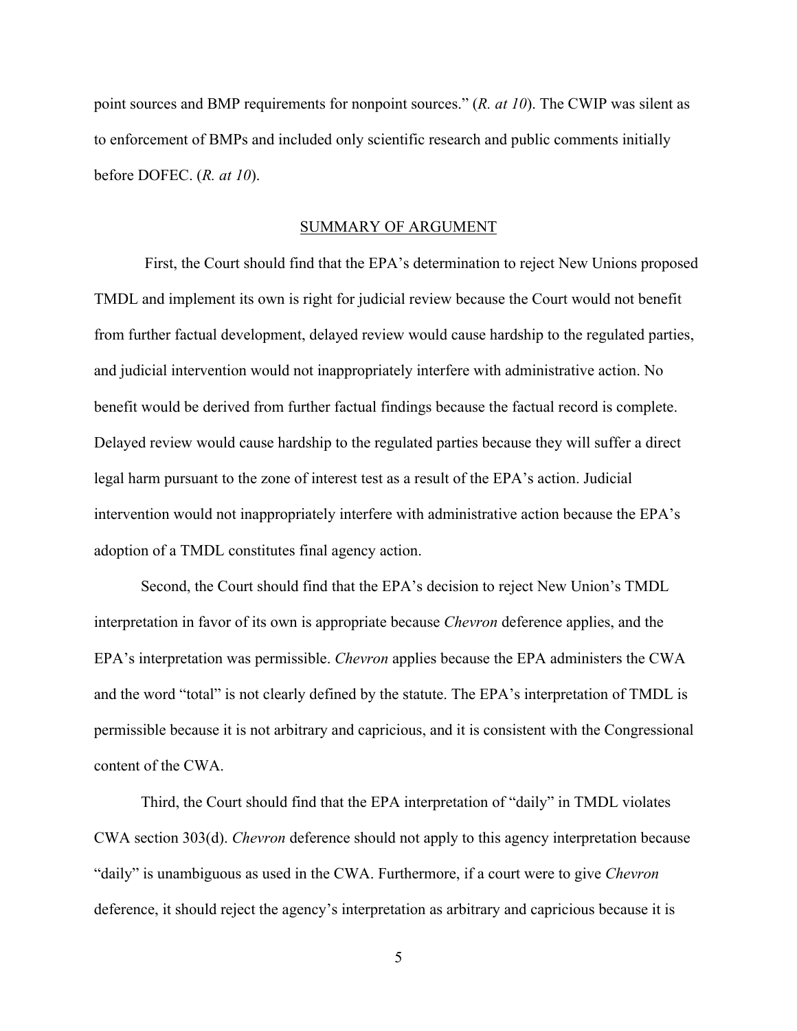point sources and BMP requirements for nonpoint sources." (*R. at 10*). The CWIP was silent as to enforcement of BMPs and included only scientific research and public comments initially before DOFEC. (*R. at 10*).

## SUMMARY OF ARGUMENT

First, the Court should find that the EPA's determination to reject New Unions proposed TMDL and implement its own is right for judicial review because the Court would not benefit from further factual development, delayed review would cause hardship to the regulated parties, and judicial intervention would not inappropriately interfere with administrative action. No benefit would be derived from further factual findings because the factual record is complete. Delayed review would cause hardship to the regulated parties because they will suffer a direct legal harm pursuant to the zone of interest test as a result of the EPA's action. Judicial intervention would not inappropriately interfere with administrative action because the EPA's adoption of a TMDL constitutes final agency action.

Second, the Court should find that the EPA's decision to reject New Union's TMDL interpretation in favor of its own is appropriate because *Chevron* deference applies, and the EPA's interpretation was permissible. *Chevron* applies because the EPA administers the CWA and the word "total" is not clearly defined by the statute. The EPA's interpretation of TMDL is permissible because it is not arbitrary and capricious, and it is consistent with the Congressional content of the CWA.

Third, the Court should find that the EPA interpretation of "daily" in TMDL violates CWA section 303(d). *Chevron* deference should not apply to this agency interpretation because "daily" is unambiguous as used in the CWA. Furthermore, if a court were to give *Chevron* deference, it should reject the agency's interpretation as arbitrary and capricious because it is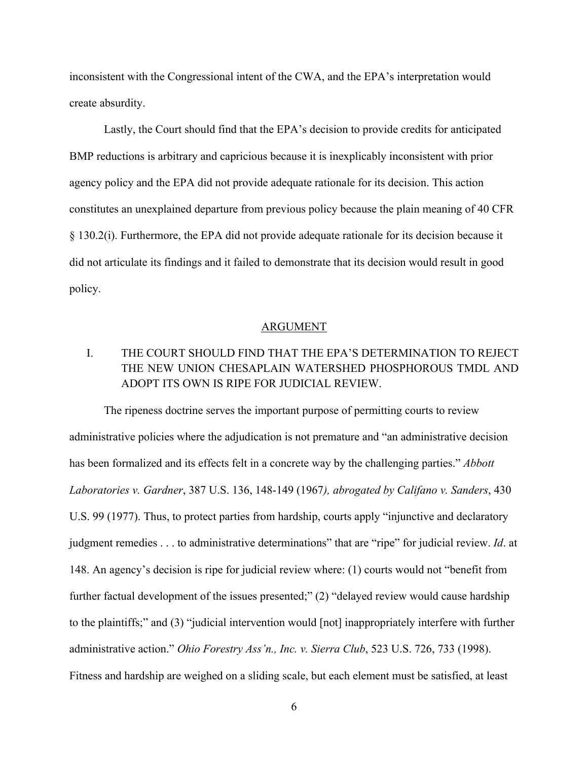inconsistent with the Congressional intent of the CWA, and the EPA's interpretation would create absurdity.

Lastly, the Court should find that the EPA's decision to provide credits for anticipated BMP reductions is arbitrary and capricious because it is inexplicably inconsistent with prior agency policy and the EPA did not provide adequate rationale for its decision. This action constitutes an unexplained departure from previous policy because the plain meaning of 40 CFR § 130.2(i). Furthermore, the EPA did not provide adequate rationale for its decision because it did not articulate its findings and it failed to demonstrate that its decision would result in good policy.

## ARGUMENT

### I. THE COURT SHOULD FIND THAT THE EPA'S DETERMINATION TO REJECT THE NEW UNION CHESAPLAIN WATERSHED PHOSPHOROUS TMDL AND ADOPT ITS OWN IS RIPE FOR JUDICIAL REVIEW.

The ripeness doctrine serves the important purpose of permitting courts to review administrative policies where the adjudication is not premature and "an administrative decision has been formalized and its effects felt in a concrete way by the challenging parties." *Abbott Laboratories v. Gardner*, 387 U.S. 136, 148-149 (1967*), abrogated by Califano v. Sanders*, 430 U.S. 99 (1977). Thus, to protect parties from hardship, courts apply "injunctive and declaratory judgment remedies . . . to administrative determinations" that are "ripe" for judicial review. *Id*. at 148. An agency's decision is ripe for judicial review where: (1) courts would not "benefit from further factual development of the issues presented;" (2) "delayed review would cause hardship to the plaintiffs;" and (3) "judicial intervention would [not] inappropriately interfere with further administrative action." *Ohio Forestry Ass'n., Inc. v. Sierra Club*, 523 U.S. 726, 733 (1998). Fitness and hardship are weighed on a sliding scale, but each element must be satisfied, at least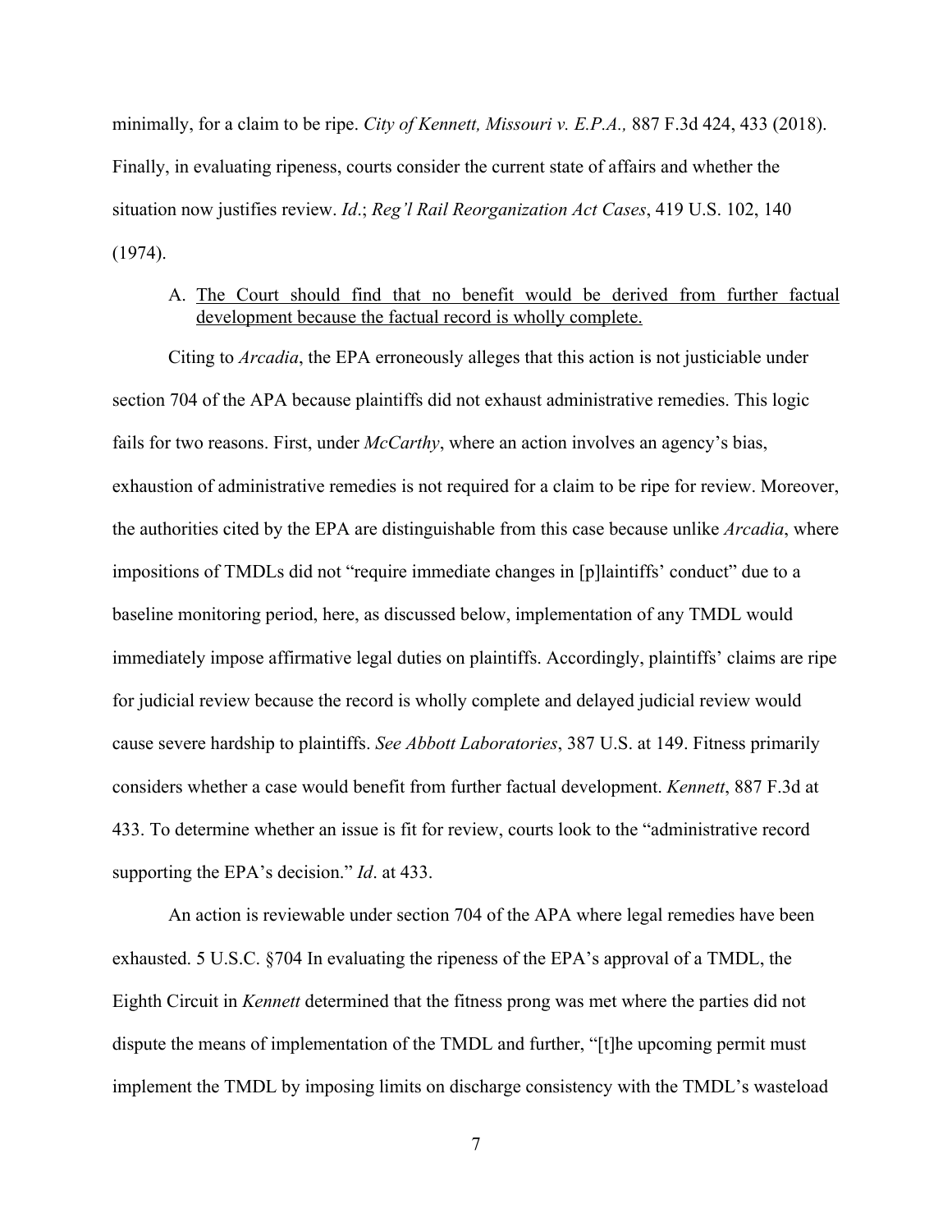minimally, for a claim to be ripe. *City of Kennett, Missouri v. E.P.A.,* 887 F.3d 424, 433 (2018). Finally, in evaluating ripeness, courts consider the current state of affairs and whether the situation now justifies review. *Id*.; *Reg'l Rail Reorganization Act Cases*, 419 U.S. 102, 140 (1974).

A. <u>The Court should find that no benefit would be derived from further factual development because the factual record is wholly complete.</u>

Citing to *Arcadia*, the EPA erroneously alleges that this action is not justiciable under section 704 of the APA because plaintiffs did not exhaust administrative remedies. This logic fails for two reasons. First, under *McCarthy*, where an action involves an agency's bias, exhaustion of administrative remedies is not required for a claim to be ripe for review. Moreover, the authorities cited by the EPA are distinguishable from this case because unlike *Arcadia*, where impositions of TMDLs did not "require immediate changes in [p]laintiffs' conduct" due to a baseline monitoring period, here, as discussed below, implementation of any TMDL would immediately impose affirmative legal duties on plaintiffs. Accordingly, plaintiffs' claims are ripe for judicial review because the record is wholly complete and delayed judicial review would cause severe hardship to plaintiffs. *See Abbott Laboratories*, 387 U.S. at 149. Fitness primarily considers whether a case would benefit from further factual development. *Kennett*, 887 F.3d at 433. To determine whether an issue is fit for review, courts look to the "administrative record supporting the EPA's decision." *Id*. at 433.

An action is reviewable under section 704 of the APA where legal remedies have been exhausted. 5 U.S.C. §704 In evaluating the ripeness of the EPA's approval of a TMDL, the Eighth Circuit in *Kennett* determined that the fitness prong was met where the parties did not dispute the means of implementation of the TMDL and further, "[t]he upcoming permit must implement the TMDL by imposing limits on discharge consistency with the TMDL's wasteload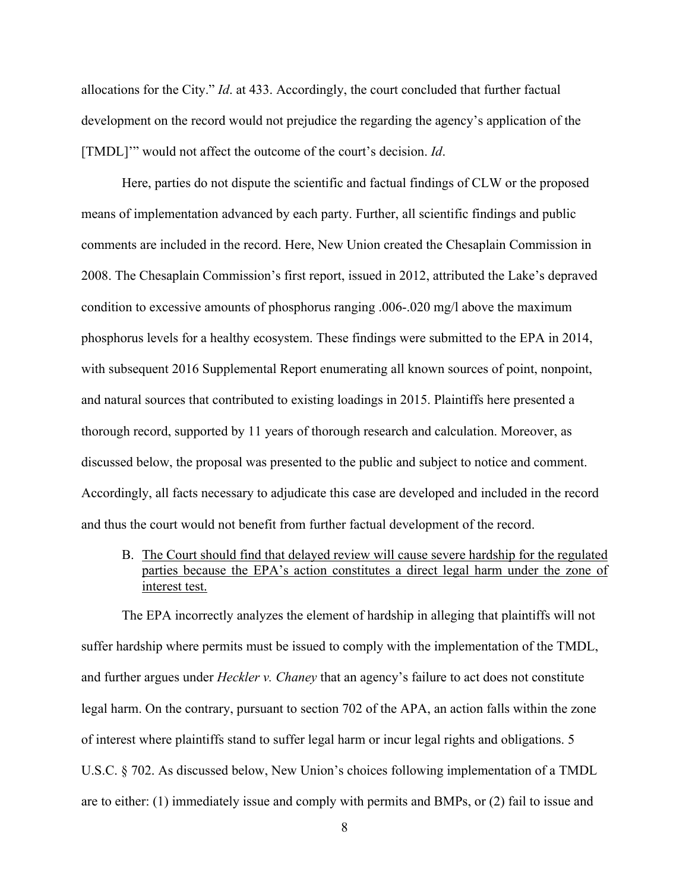allocations for the City." *Id*. at 433. Accordingly, the court concluded that further factual development on the record would not prejudice the regarding the agency's application of the [TMDL]'" would not affect the outcome of the court's decision. *Id*.

Here, parties do not dispute the scientific and factual findings of CLW or the proposed means of implementation advanced by each party. Further, all scientific findings and public comments are included in the record. Here, New Union created the Chesaplain Commission in 2008. The Chesaplain Commission's first report, issued in 2012, attributed the Lake's depraved condition to excessive amounts of phosphorus ranging .006-.020 mg/l above the maximum phosphorus levels for a healthy ecosystem. These findings were submitted to the EPA in 2014, with subsequent 2016 Supplemental Report enumerating all known sources of point, nonpoint, and natural sources that contributed to existing loadings in 2015. Plaintiffs here presented a thorough record, supported by 11 years of thorough research and calculation. Moreover, as discussed below, the proposal was presented to the public and subject to notice and comment. Accordingly, all facts necessary to adjudicate this case are developed and included in the record and thus the court would not benefit from further factual development of the record.

B. <u>The Court should find that delayed review will cause severe hardship for the regulated parties because the EPA's action constitutes a direct legal harm under the zone of interest test.</u>

The EPA incorrectly analyzes the element of hardship in alleging that plaintiffs will not suffer hardship where permits must be issued to comply with the implementation of the TMDL, and further argues under *Heckler v. Chaney* that an agency's failure to act does not constitute legal harm. On the contrary, pursuant to section 702 of the APA, an action falls within the zone of interest where plaintiffs stand to suffer legal harm or incur legal rights and obligations. 5 U.S.C. § 702. As discussed below, New Union's choices following implementation of a TMDL are to either: (1) immediately issue and comply with permits and BMPs, or (2) fail to issue and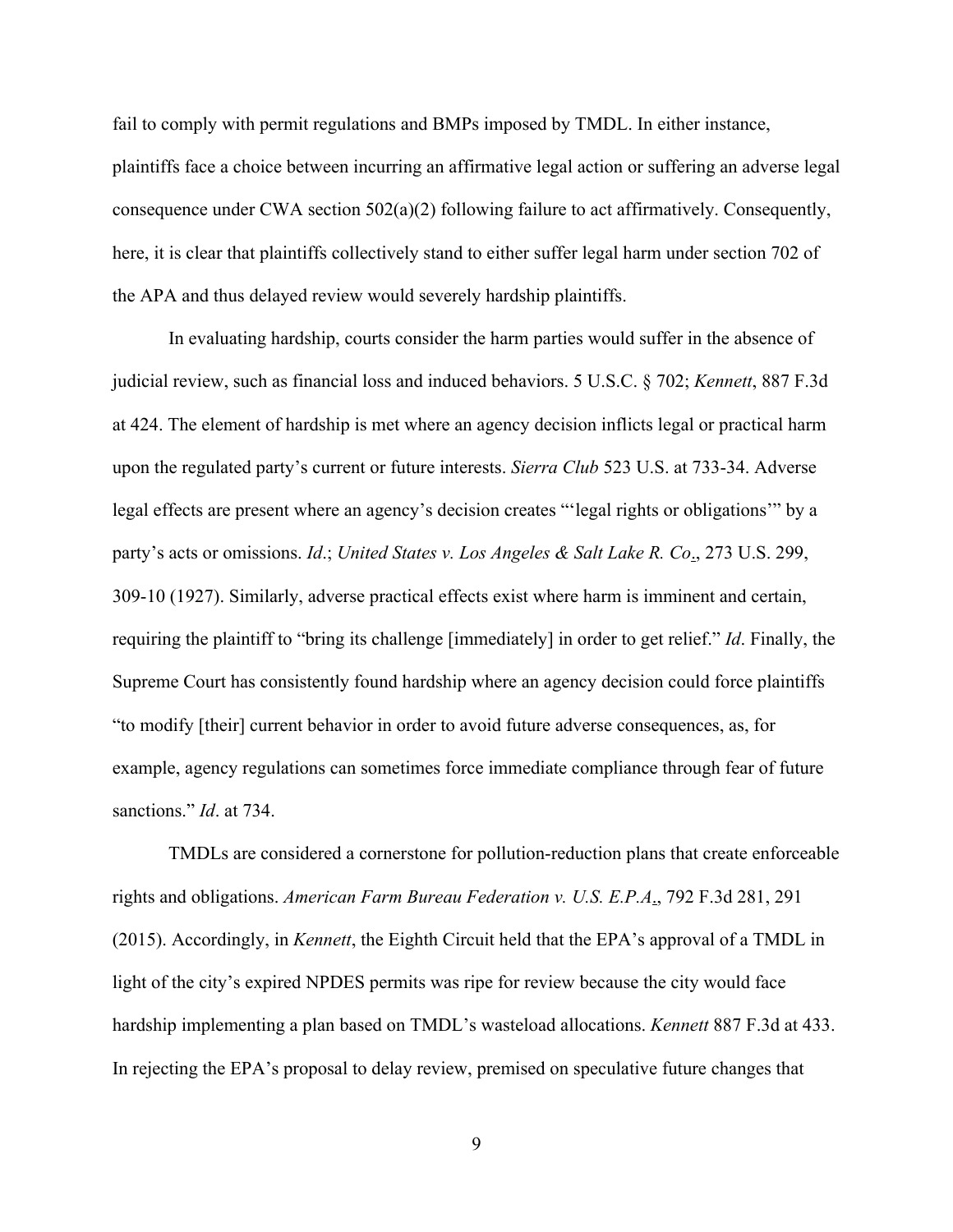fail to comply with permit regulations and BMPs imposed by TMDL. In either instance, plaintiffs face a choice between incurring an affirmative legal action or suffering an adverse legal consequence under CWA section 502(a)(2) following failure to act affirmatively. Consequently, here, it is clear that plaintiffs collectively stand to either suffer legal harm under section 702 of the APA and thus delayed review would severely hardship plaintiffs.

In evaluating hardship, courts consider the harm parties would suffer in the absence of judicial review, such as financial loss and induced behaviors. 5 U.S.C. § 702; *Kennett*, 887 F.3d at 424. The element of hardship is met where an agency decision inflicts legal or practical harm upon the regulated party's current or future interests. *Sierra Club* 523 U.S. at 733-34. Adverse legal effects are present where an agency's decision creates "'legal rights or obligations'" by a party's acts or omissions. *Id*.; *United States v. Los Angeles & Salt Lake R. Co*., 273 U.S. 299, 309-10 (1927). Similarly, adverse practical effects exist where harm is imminent and certain, requiring the plaintiff to "bring its challenge [immediately] in order to get relief." *Id*. Finally, the Supreme Court has consistently found hardship where an agency decision could force plaintiffs "to modify [their] current behavior in order to avoid future adverse consequences, as, for example, agency regulations can sometimes force immediate compliance through fear of future sanctions." *Id*. at 734.

TMDLs are considered a cornerstone for pollution-reduction plans that create enforceable rights and obligations. *American Farm Bureau Federation v. U.S. E.P.A*., 792 F.3d 281, 291 (2015). Accordingly, in *Kennett*, the Eighth Circuit held that the EPA's approval of a TMDL in light of the city's expired NPDES permits was ripe for review because the city would face hardship implementing a plan based on TMDL's wasteload allocations. *Kennett* 887 F.3d at 433. In rejecting the EPA's proposal to delay review, premised on speculative future changes that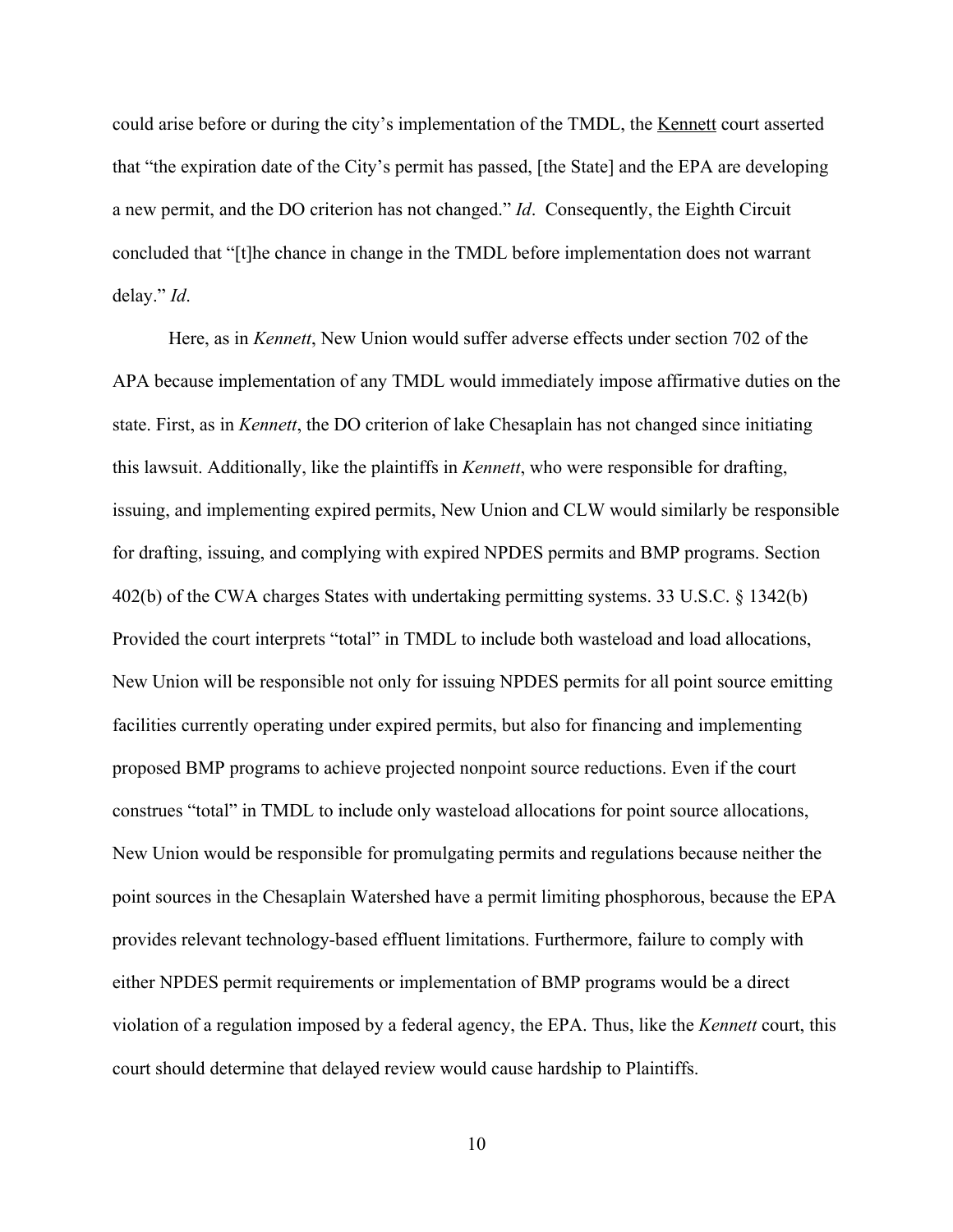could arise before or during the city's implementation of the TMDL, the Kennett court asserted that "the expiration date of the City's permit has passed, [the State] and the EPA are developing a new permit, and the DO criterion has not changed." *Id*. Consequently, the Eighth Circuit concluded that "[t]he chance in change in the TMDL before implementation does not warrant delay." *Id*.

Here, as in *Kennett*, New Union would suffer adverse effects under section 702 of the APA because implementation of any TMDL would immediately impose affirmative duties on the state. First, as in *Kennett*, the DO criterion of lake Chesaplain has not changed since initiating this lawsuit. Additionally, like the plaintiffs in *Kennett*, who were responsible for drafting, issuing, and implementing expired permits, New Union and CLW would similarly be responsible for drafting, issuing, and complying with expired NPDES permits and BMP programs. Section 402(b) of the CWA charges States with undertaking permitting systems. 33 U.S.C. § 1342(b) Provided the court interprets "total" in TMDL to include both wasteload and load allocations, New Union will be responsible not only for issuing NPDES permits for all point source emitting facilities currently operating under expired permits, but also for financing and implementing proposed BMP programs to achieve projected nonpoint source reductions. Even if the court construes "total" in TMDL to include only wasteload allocations for point source allocations, New Union would be responsible for promulgating permits and regulations because neither the point sources in the Chesaplain Watershed have a permit limiting phosphorous, because the EPA provides relevant technology-based effluent limitations. Furthermore, failure to comply with either NPDES permit requirements or implementation of BMP programs would be a direct violation of a regulation imposed by a federal agency, the EPA. Thus, like the *Kennett* court, this court should determine that delayed review would cause hardship to Plaintiffs.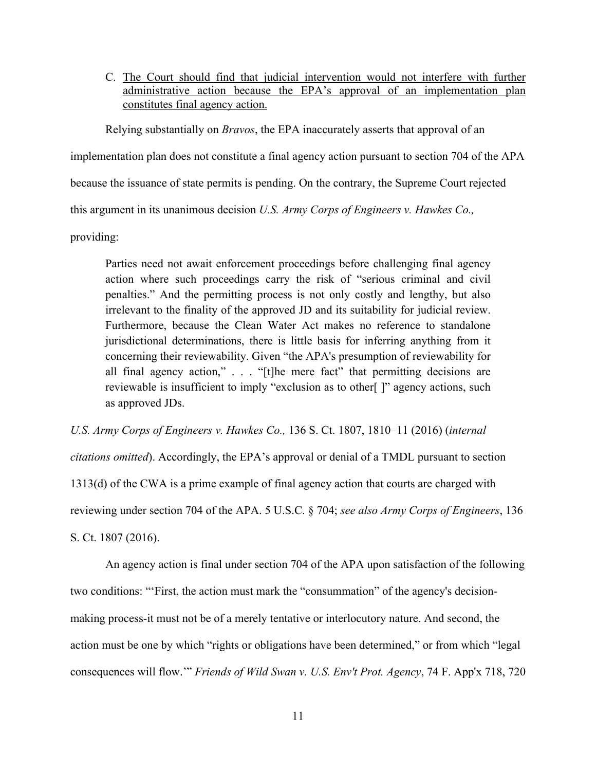C. <u>The Court should find that judicial intervention would not interfere with further administrative action because the EPA's approval of an implementation plan constitutes final agency action.</u>

Relying substantially on *Bravos*, the EPA inaccurately asserts that approval of an implementation plan does not constitute a final agency action pursuant to section 704 of the APA because the issuance of state permits is pending. On the contrary, the Supreme Court rejected this argument in its unanimous decision *U.S. Army Corps of Engineers v. Hawkes Co.,* providing:

> Parties need not await enforcement proceedings before challenging final agency action where such proceedings carry the risk of "serious criminal and civil penalties." And the permitting process is not only costly and lengthy, but also irrelevant to the finality of the approved JD and its suitability for judicial review. Furthermore, because the Clean Water Act makes no reference to standalone jurisdictional determinations, there is little basis for inferring anything from it concerning their reviewability. Given "the APA's presumption of reviewability for all final agency action," . . . "[t]he mere fact" that permitting decisions are reviewable is insufficient to imply "exclusion as to other[ ]" agency actions, such as approved JDs.

*U.S. Army Corps of Engineers v. Hawkes Co.,* 136 S. Ct. 1807, 1810–11 (2016) (*internal citations omitted*). Accordingly, the EPA's approval or denial of a TMDL pursuant to section 1313(d) of the CWA is a prime example of final agency action that courts are charged with reviewing under section 704 of the APA. 5 U.S.C. § 704; *see also Army Corps of Engineers*, 136 S. Ct. 1807 (2016).

An agency action is final under section 704 of the APA upon satisfaction of the following two conditions: "'First, the action must mark the "consummation" of the agency's decision-making process-it must not be of a merely tentative or interlocutory nature. And second, the action must be one by which "rights or obligations have been determined," or from which "legal consequences will flow.'" *Friends of Wild Swan v. U.S. Env't Prot. Agency*, 74 F. App'x 718, 720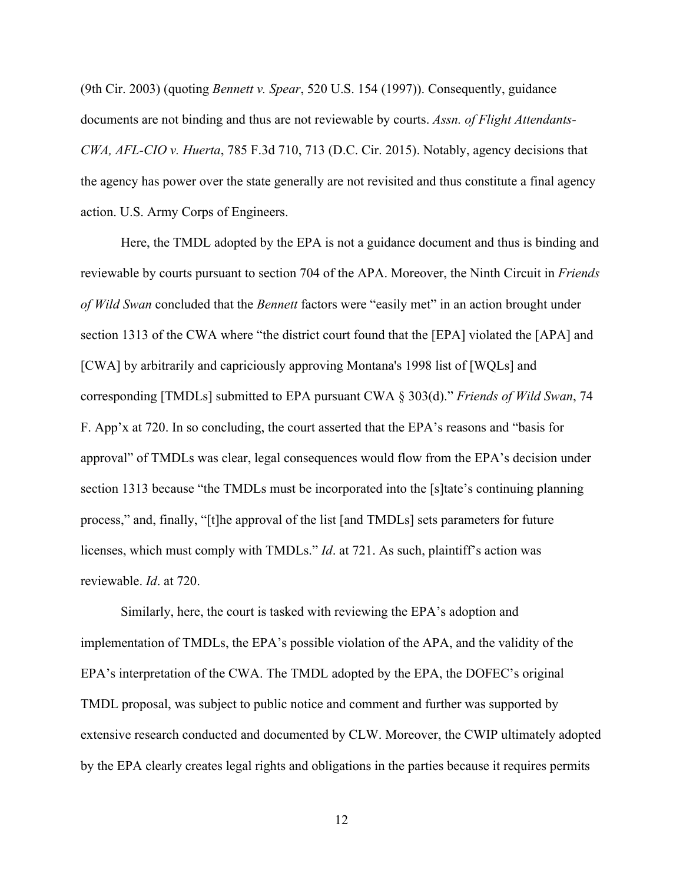(9th Cir. 2003) (quoting *Bennett v. Spear*, 520 U.S. 154 (1997)). Consequently, guidance documents are not binding and thus are not reviewable by courts. *Assn. of Flight Attendants-CWA, AFL-CIO v. Huerta*, 785 F.3d 710, 713 (D.C. Cir. 2015). Notably, agency decisions that the agency has power over the state generally are not revisited and thus constitute a final agency action. U.S. Army Corps of Engineers.

Here, the TMDL adopted by the EPA is not a guidance document and thus is binding and reviewable by courts pursuant to section 704 of the APA. Moreover, the Ninth Circuit in *Friends of Wild Swan* concluded that the *Bennett* factors were "easily met" in an action brought under section 1313 of the CWA where "the district court found that the [EPA] violated the [APA] and [CWA] by arbitrarily and capriciously approving Montana's 1998 list of [WQLs] and corresponding [TMDLs] submitted to EPA pursuant CWA § 303(d)." *Friends of Wild Swan*, 74 F. App'x at 720. In so concluding, the court asserted that the EPA's reasons and "basis for approval" of TMDLs was clear, legal consequences would flow from the EPA's decision under section 1313 because "the TMDLs must be incorporated into the [s]tate's continuing planning process," and, finally, "[t]he approval of the list [and TMDLs] sets parameters for future licenses, which must comply with TMDLs." *Id*. at 721. As such, plaintiff's action was reviewable. *Id*. at 720.

Similarly, here, the court is tasked with reviewing the EPA's adoption and implementation of TMDLs, the EPA's possible violation of the APA, and the validity of the EPA's interpretation of the CWA. The TMDL adopted by the EPA, the DOFEC's original TMDL proposal, was subject to public notice and comment and further was supported by extensive research conducted and documented by CLW. Moreover, the CWIP ultimately adopted by the EPA clearly creates legal rights and obligations in the parties because it requires permits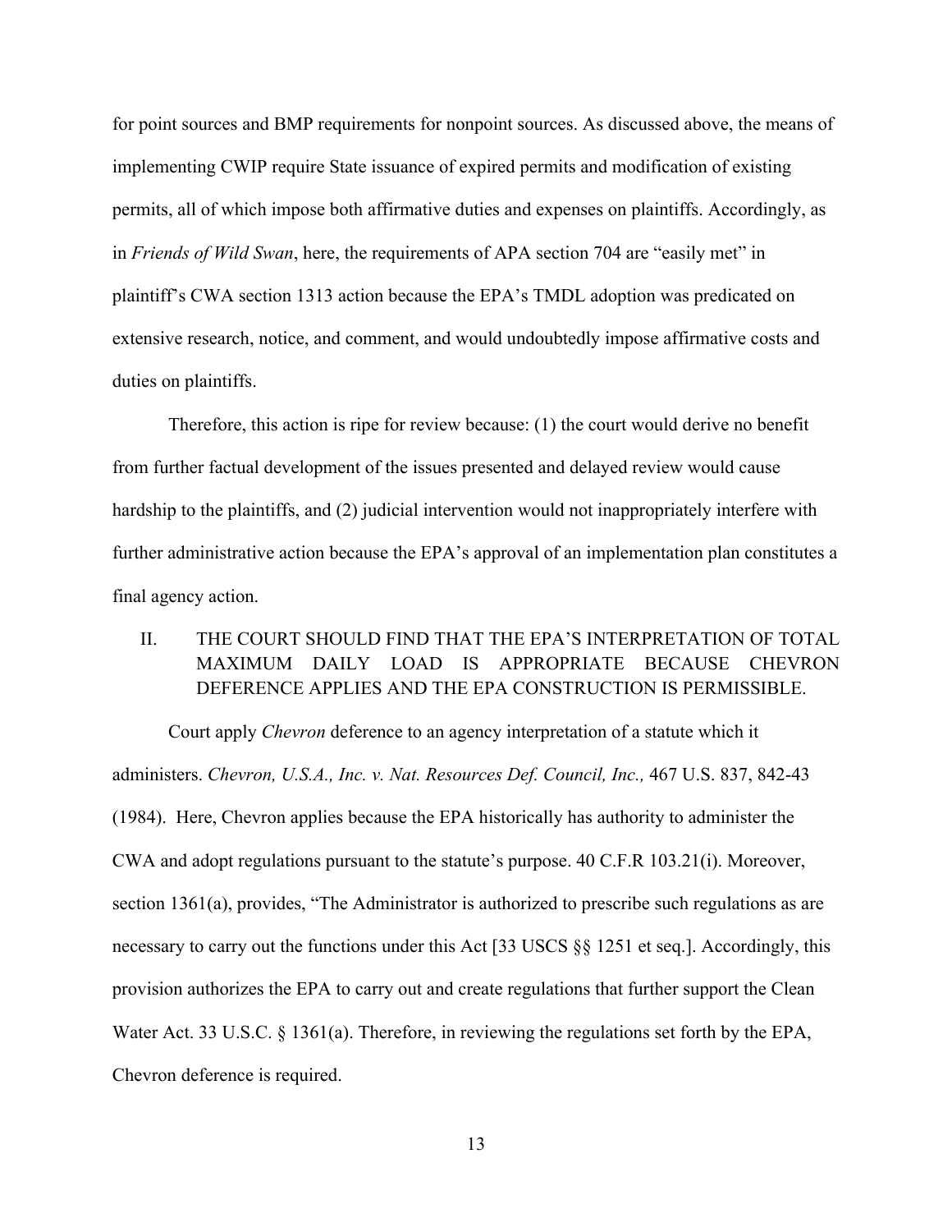for point sources and BMP requirements for nonpoint sources. As discussed above, the means of implementing CWIP require State issuance of expired permits and modification of existing permits, all of which impose both affirmative duties and expenses on plaintiffs. Accordingly, as in *Friends of Wild Swan*, here, the requirements of APA section 704 are "easily met" in plaintiff's CWA section 1313 action because the EPA's TMDL adoption was predicated on extensive research, notice, and comment, and would undoubtedly impose affirmative costs and duties on plaintiffs.

Therefore, this action is ripe for review because: (1) the court would derive no benefit from further factual development of the issues presented and delayed review would cause hardship to the plaintiffs, and (2) judicial intervention would not inappropriately interfere with further administrative action because the EPA's approval of an implementation plan constitutes a final agency action.

## II. THE COURT SHOULD FIND THAT THE EPA'S INTERPRETATION OF TOTAL MAXIMUM DAILY LOAD IS APPROPRIATE BECAUSE CHEVRON DEFERENCE APPLIES AND THE EPA CONSTRUCTION IS PERMISSIBLE.

Court apply *Chevron* deference to an agency interpretation of a statute which it administers. *Chevron, U.S.A., Inc. v. Nat. Resources Def. Council, Inc.,* 467 U.S. 837, 842-43 (1984). Here, Chevron applies because the EPA historically has authority to administer the CWA and adopt regulations pursuant to the statute's purpose. 40 C.F.R 103.21(i). Moreover, section 1361(a), provides, "The Administrator is authorized to prescribe such regulations as are necessary to carry out the functions under this Act [33 USCS §§ 1251 et seq.]. Accordingly, this provision authorizes the EPA to carry out and create regulations that further support the Clean Water Act. 33 U.S.C. § 1361(a). Therefore, in reviewing the regulations set forth by the EPA, Chevron deference is required.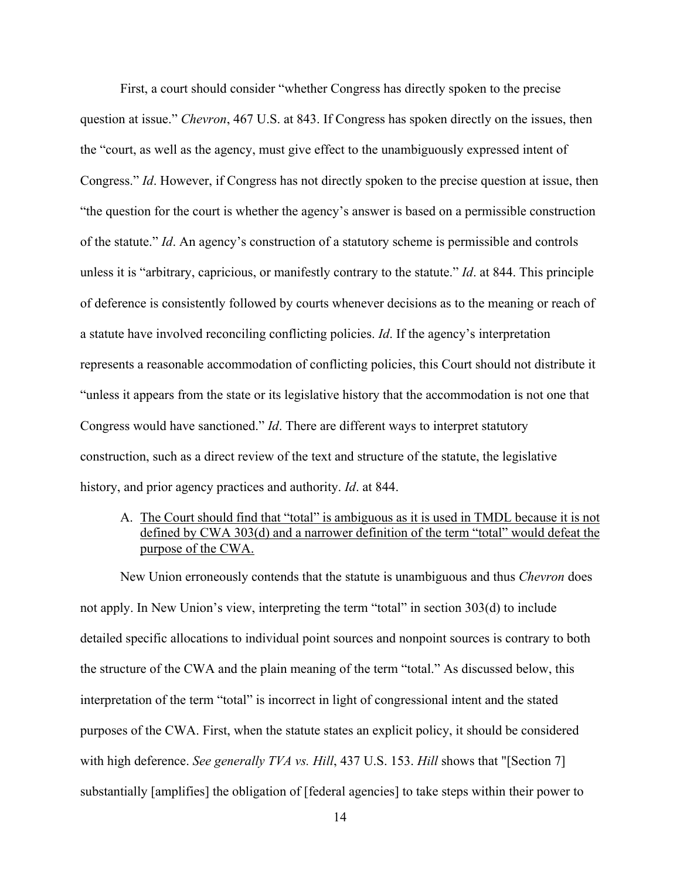First, a court should consider "whether Congress has directly spoken to the precise question at issue." *Chevron*, 467 U.S. at 843. If Congress has spoken directly on the issues, then the "court, as well as the agency, must give effect to the unambiguously expressed intent of Congress." *Id*. However, if Congress has not directly spoken to the precise question at issue, then "the question for the court is whether the agency's answer is based on a permissible construction of the statute." *Id*. An agency's construction of a statutory scheme is permissible and controls unless it is "arbitrary, capricious, or manifestly contrary to the statute." *Id*. at 844. This principle of deference is consistently followed by courts whenever decisions as to the meaning or reach of a statute have involved reconciling conflicting policies. *Id*. If the agency's interpretation represents a reasonable accommodation of conflicting policies, this Court should not distribute it "unless it appears from the state or its legislative history that the accommodation is not one that Congress would have sanctioned." *Id*. There are different ways to interpret statutory construction, such as a direct review of the text and structure of the statute, the legislative history, and prior agency practices and authority. *Id*. at 844.

A. <u>The Court should find that "total" is ambiguous as it is used in TMDL because it is not defined by CWA 303(d) and a narrower definition of the term "total" would defeat the purpose of the CWA.</u>

New Union erroneously contends that the statute is unambiguous and thus *Chevron* does not apply. In New Union's view, interpreting the term "total" in section 303(d) to include detailed specific allocations to individual point sources and nonpoint sources is contrary to both the structure of the CWA and the plain meaning of the term "total." As discussed below, this interpretation of the term "total" is incorrect in light of congressional intent and the stated purposes of the CWA. First, when the statute states an explicit policy, it should be considered with high deference. *See generally TVA vs. Hill*, 437 U.S. 153. *Hill* shows that "[Section 7] substantially [amplifies] the obligation of [federal agencies] to take steps within their power to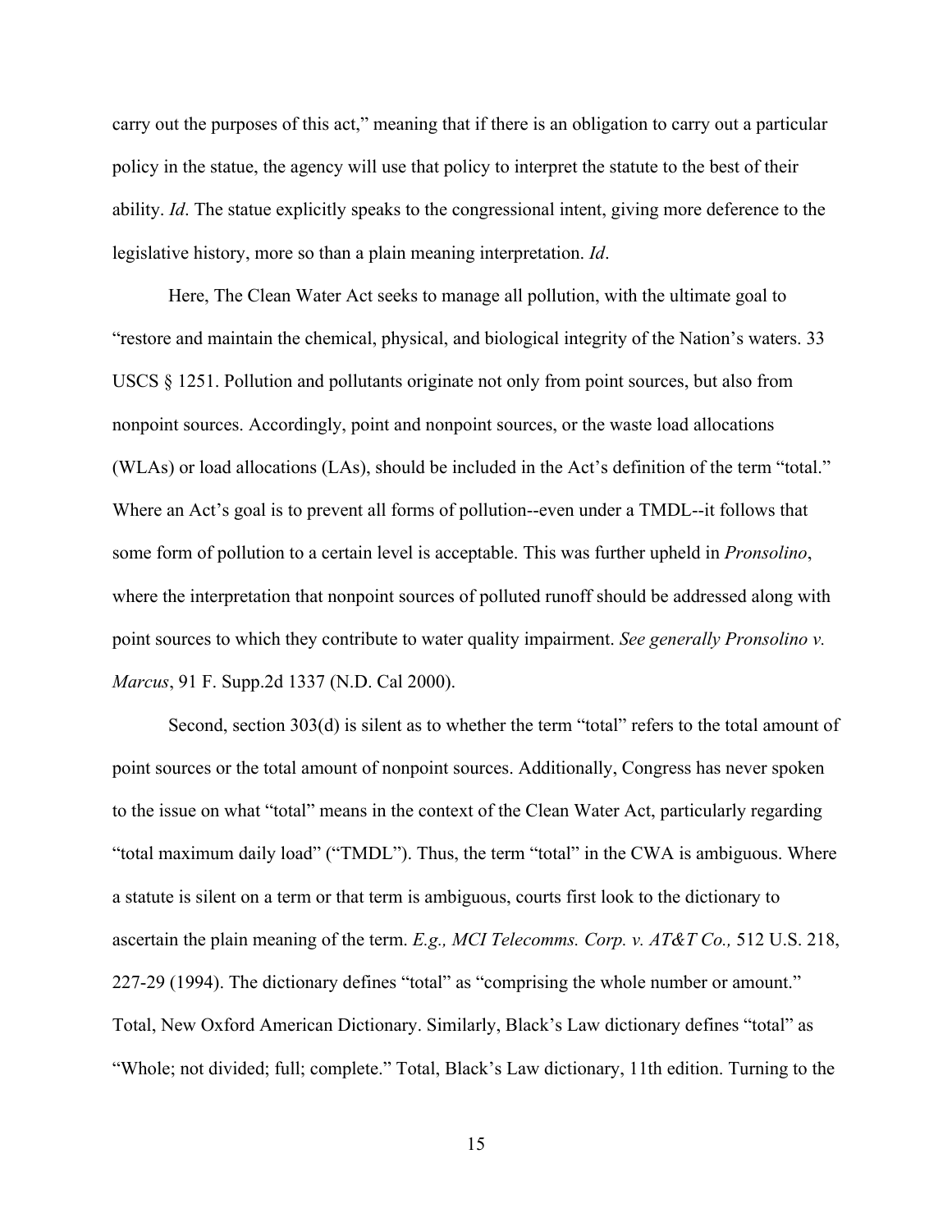carry out the purposes of this act," meaning that if there is an obligation to carry out a particular policy in the statue, the agency will use that policy to interpret the statute to the best of their ability. *Id*. The statue explicitly speaks to the congressional intent, giving more deference to the legislative history, more so than a plain meaning interpretation. *Id*.

Here, The Clean Water Act seeks to manage all pollution, with the ultimate goal to "restore and maintain the chemical, physical, and biological integrity of the Nation's waters. 33 USCS § 1251. Pollution and pollutants originate not only from point sources, but also from nonpoint sources. Accordingly, point and nonpoint sources, or the waste load allocations (WLAs) or load allocations (LAs), should be included in the Act's definition of the term "total." Where an Act's goal is to prevent all forms of pollution--even under a TMDL--it follows that some form of pollution to a certain level is acceptable. This was further upheld in *Pronsolino*, where the interpretation that nonpoint sources of polluted runoff should be addressed along with point sources to which they contribute to water quality impairment. *See generally Pronsolino v. Marcus*, 91 F. Supp.2d 1337 (N.D. Cal 2000).

Second, section 303(d) is silent as to whether the term "total" refers to the total amount of point sources or the total amount of nonpoint sources. Additionally, Congress has never spoken to the issue on what "total" means in the context of the Clean Water Act, particularly regarding "total maximum daily load" ("TMDL"). Thus, the term "total" in the CWA is ambiguous. Where a statute is silent on a term or that term is ambiguous, courts first look to the dictionary to ascertain the plain meaning of the term. *E.g., MCI Telecomms. Corp. v. AT&T Co.,* 512 U.S. 218, 227-29 (1994). The dictionary defines "total" as "comprising the whole number or amount." Total, New Oxford American Dictionary. Similarly, Black's Law dictionary defines "total" as "Whole; not divided; full; complete." Total, Black's Law dictionary, 11th edition. Turning to the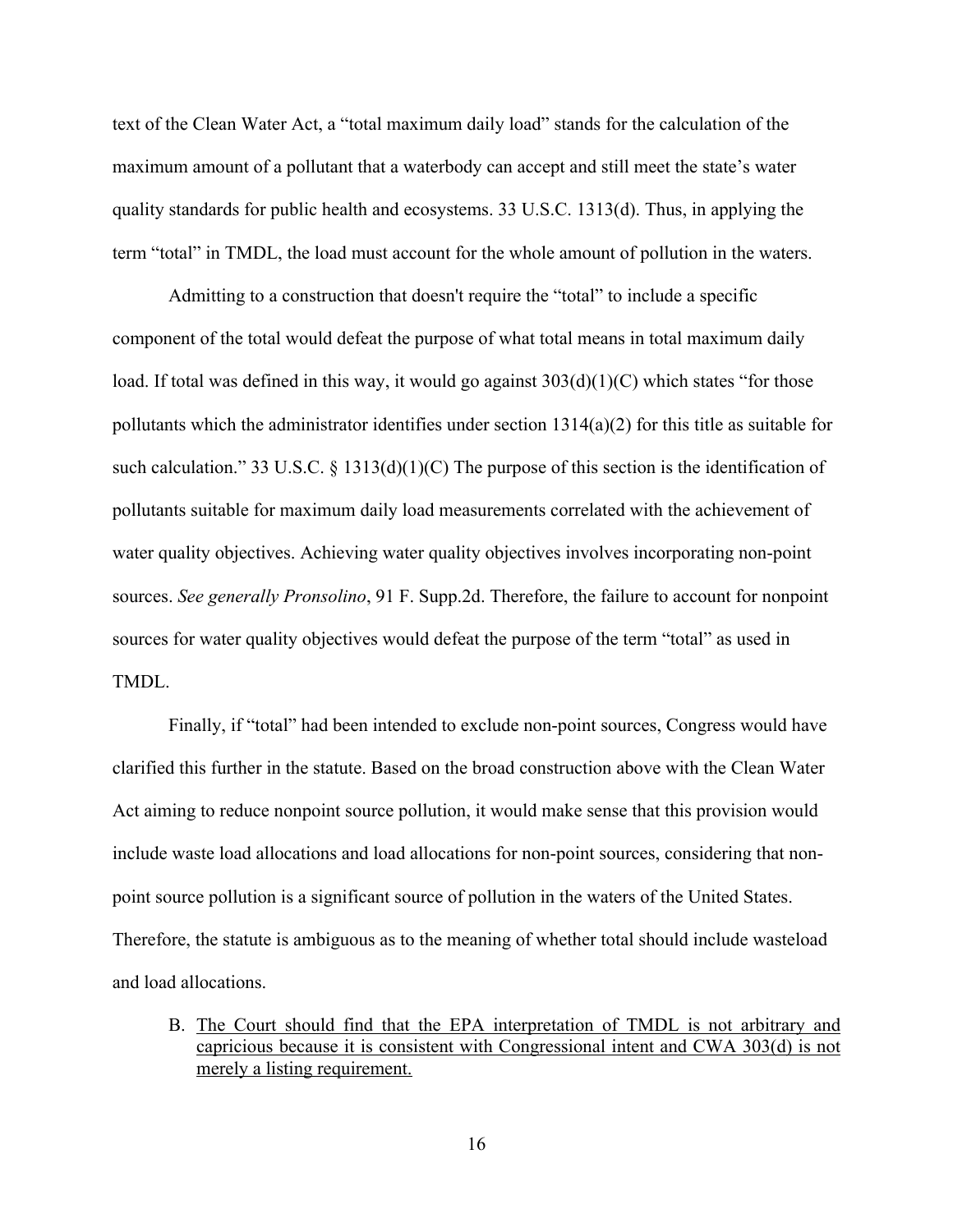text of the Clean Water Act, a "total maximum daily load" stands for the calculation of the maximum amount of a pollutant that a waterbody can accept and still meet the state's water quality standards for public health and ecosystems. 33 U.S.C. 1313(d). Thus, in applying the term "total" in TMDL, the load must account for the whole amount of pollution in the waters.

Admitting to a construction that doesn't require the "total" to include a specific component of the total would defeat the purpose of what total means in total maximum daily load. If total was defined in this way, it would go against 303(d)(1)(C) which states "for those pollutants which the administrator identifies under section 1314(a)(2) for this title as suitable for such calculation." 33 U.S.C. § 1313(d)(1)(C) The purpose of this section is the identification of pollutants suitable for maximum daily load measurements correlated with the achievement of water quality objectives. Achieving water quality objectives involves incorporating non-point sources. *See generally Pronsolino*, 91 F. Supp.2d. Therefore, the failure to account for nonpoint sources for water quality objectives would defeat the purpose of the term "total" as used in TMDL.

Finally, if "total" had been intended to exclude non-point sources, Congress would have clarified this further in the statute. Based on the broad construction above with the Clean Water Act aiming to reduce nonpoint source pollution, it would make sense that this provision would include waste load allocations and load allocations for non-point sources, considering that non-point source pollution is a significant source of pollution in the waters of the United States. Therefore, the statute is ambiguous as to the meaning of whether total should include wasteload and load allocations.

B. <u>The Court should find that the EPA interpretation of TMDL is not arbitrary and capricious because it is consistent with Congressional intent and CWA 303(d) is not merely a listing requirement.</u>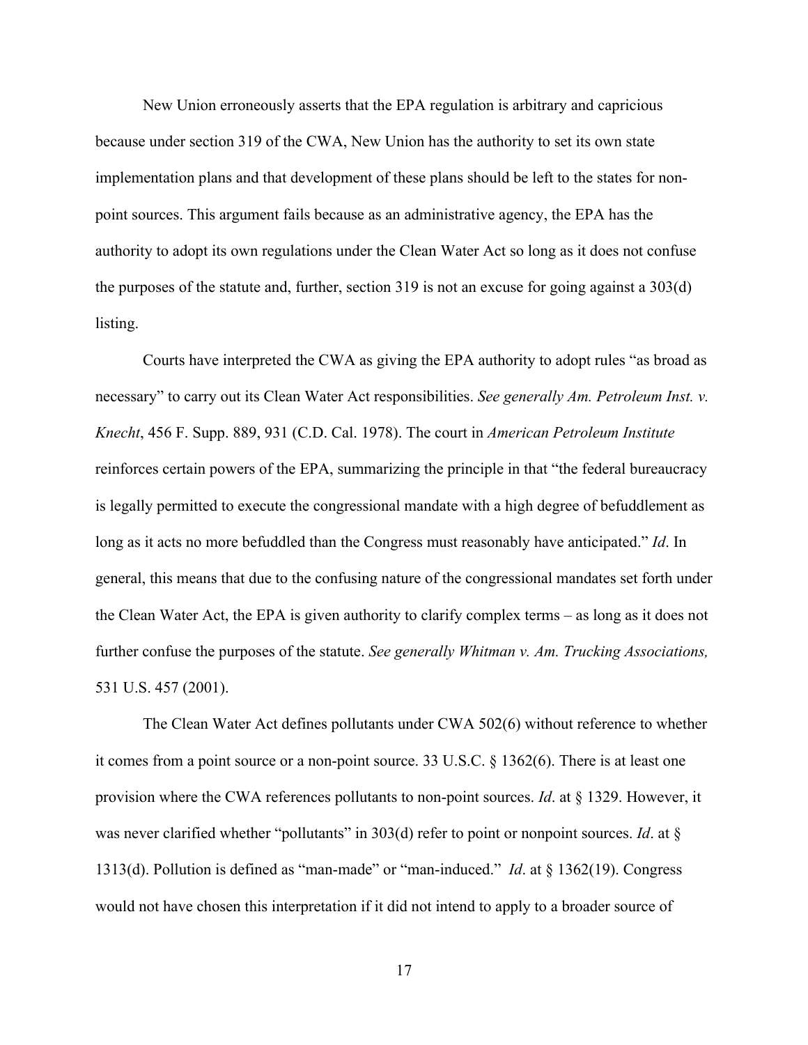New Union erroneously asserts that the EPA regulation is arbitrary and capricious because under section 319 of the CWA, New Union has the authority to set its own state implementation plans and that development of these plans should be left to the states for non-point sources. This argument fails because as an administrative agency, the EPA has the authority to adopt its own regulations under the Clean Water Act so long as it does not confuse the purposes of the statute and, further, section 319 is not an excuse for going against a 303(d) listing.

Courts have interpreted the CWA as giving the EPA authority to adopt rules "as broad as necessary" to carry out its Clean Water Act responsibilities. *See generally Am. Petroleum Inst. v. Knecht*, 456 F. Supp. 889, 931 (C.D. Cal. 1978). The court in *American Petroleum Institute* reinforces certain powers of the EPA, summarizing the principle in that "the federal bureaucracy is legally permitted to execute the congressional mandate with a high degree of befuddlement as long as it acts no more befuddled than the Congress must reasonably have anticipated." *Id*. In general, this means that due to the confusing nature of the congressional mandates set forth under the Clean Water Act, the EPA is given authority to clarify complex terms – as long as it does not further confuse the purposes of the statute. *See generally Whitman v. Am. Trucking Associations,* 531 U.S. 457 (2001).

The Clean Water Act defines pollutants under CWA 502(6) without reference to whether it comes from a point source or a non-point source. 33 U.S.C. § 1362(6). There is at least one provision where the CWA references pollutants to non-point sources. *Id*. at § 1329. However, it was never clarified whether "pollutants" in 303(d) refer to point or nonpoint sources. *Id*. at § 1313(d). Pollution is defined as "man-made" or "man-induced." *Id*. at § 1362(19). Congress would not have chosen this interpretation if it did not intend to apply to a broader source of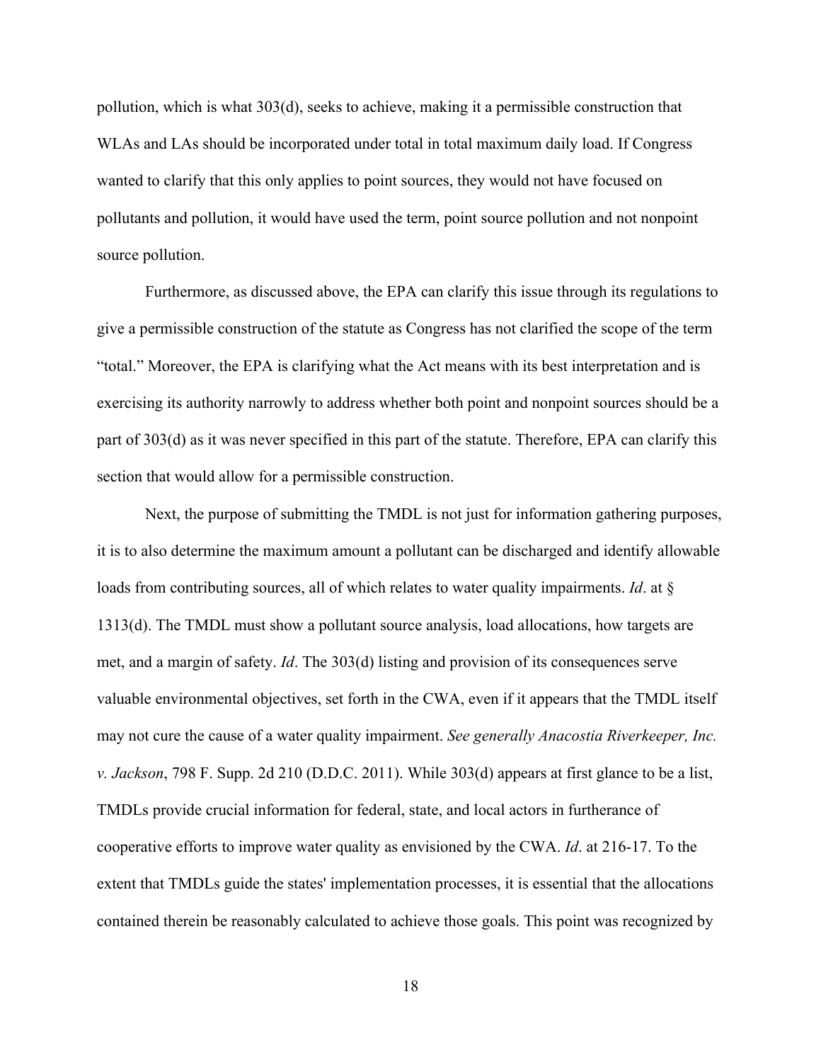pollution, which is what 303(d), seeks to achieve, making it a permissible construction that WLAs and LAs should be incorporated under total in total maximum daily load. If Congress wanted to clarify that this only applies to point sources, they would not have focused on pollutants and pollution, it would have used the term, point source pollution and not nonpoint source pollution.

Furthermore, as discussed above, the EPA can clarify this issue through its regulations to give a permissible construction of the statute as Congress has not clarified the scope of the term "total." Moreover, the EPA is clarifying what the Act means with its best interpretation and is exercising its authority narrowly to address whether both point and nonpoint sources should be a part of 303(d) as it was never specified in this part of the statute. Therefore, EPA can clarify this section that would allow for a permissible construction.

Next, the purpose of submitting the TMDL is not just for information gathering purposes, it is to also determine the maximum amount a pollutant can be discharged and identify allowable loads from contributing sources, all of which relates to water quality impairments. *Id*. at § 1313(d). The TMDL must show a pollutant source analysis, load allocations, how targets are met, and a margin of safety. *Id*. The 303(d) listing and provision of its consequences serve valuable environmental objectives, set forth in the CWA, even if it appears that the TMDL itself may not cure the cause of a water quality impairment. *See generally Anacostia Riverkeeper, Inc. v. Jackson*, 798 F. Supp. 2d 210 (D.D.C. 2011). While 303(d) appears at first glance to be a list, TMDLs provide crucial information for federal, state, and local actors in furtherance of cooperative efforts to improve water quality as envisioned by the CWA. *Id*. at 216-17. To the extent that TMDLs guide the states' implementation processes, it is essential that the allocations contained therein be reasonably calculated to achieve those goals. This point was recognized by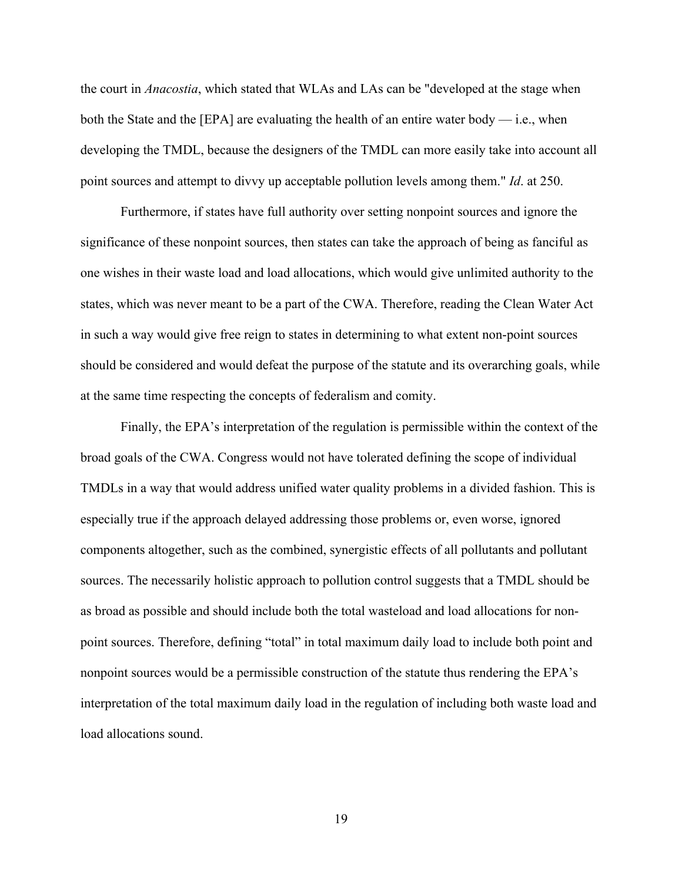the court in *Anacostia*, which stated that WLAs and LAs can be "developed at the stage when both the State and the [EPA] are evaluating the health of an entire water body — i.e., when developing the TMDL, because the designers of the TMDL can more easily take into account all point sources and attempt to divvy up acceptable pollution levels among them." *Id*. at 250.

Furthermore, if states have full authority over setting nonpoint sources and ignore the significance of these nonpoint sources, then states can take the approach of being as fanciful as one wishes in their waste load and load allocations, which would give unlimited authority to the states, which was never meant to be a part of the CWA. Therefore, reading the Clean Water Act in such a way would give free reign to states in determining to what extent non-point sources should be considered and would defeat the purpose of the statute and its overarching goals, while at the same time respecting the concepts of federalism and comity.

Finally, the EPA's interpretation of the regulation is permissible within the context of the broad goals of the CWA. Congress would not have tolerated defining the scope of individual TMDLs in a way that would address unified water quality problems in a divided fashion. This is especially true if the approach delayed addressing those problems or, even worse, ignored components altogether, such as the combined, synergistic effects of all pollutants and pollutant sources. The necessarily holistic approach to pollution control suggests that a TMDL should be as broad as possible and should include both the total wasteload and load allocations for non-point sources. Therefore, defining "total" in total maximum daily load to include both point and nonpoint sources would be a permissible construction of the statute thus rendering the EPA's interpretation of the total maximum daily load in the regulation of including both waste load and load allocations sound.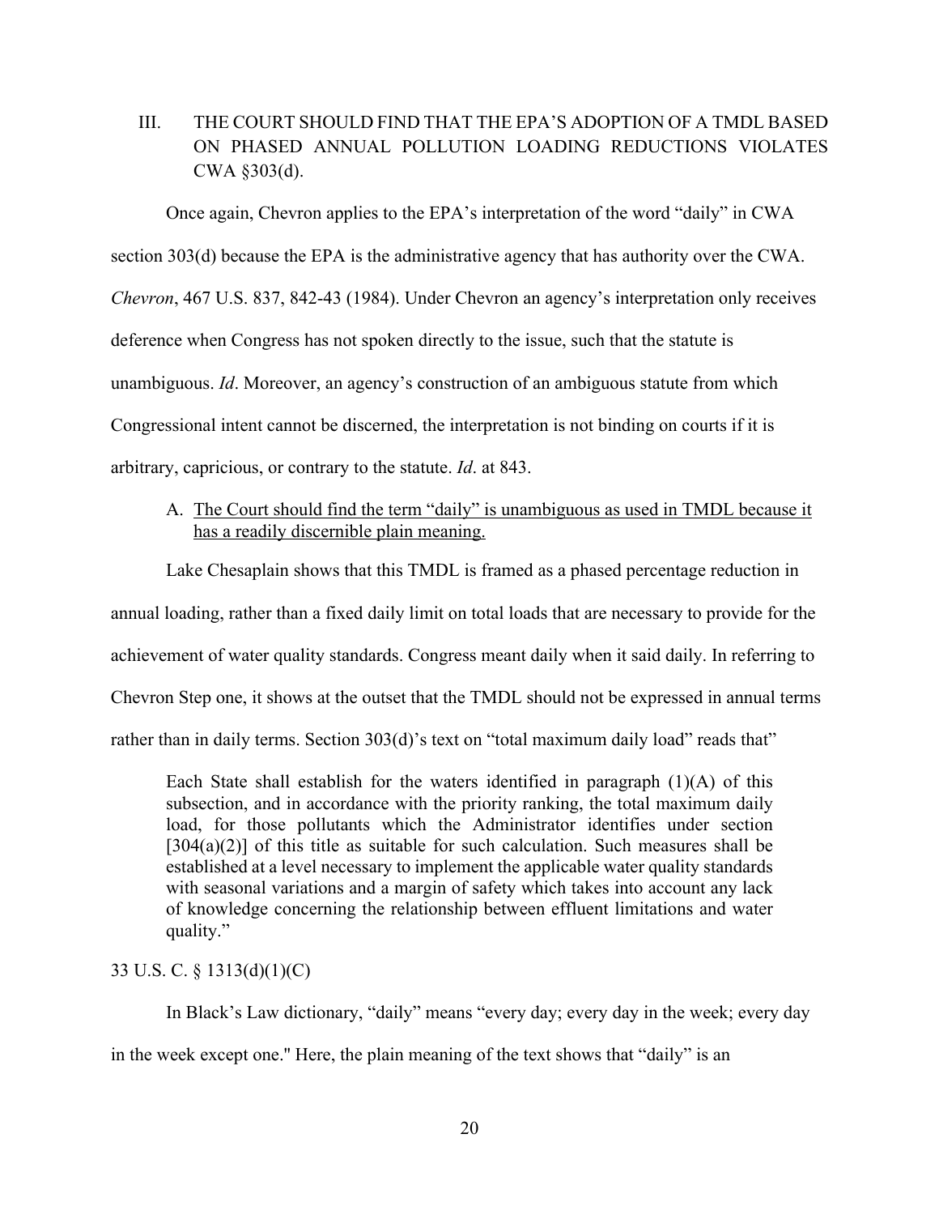III. THE COURT SHOULD FIND THAT THE EPA'S ADOPTION OF A TMDL BASED ON PHASED ANNUAL POLLUTION LOADING REDUCTIONS VIOLATES CWA §303(d).

Once again, Chevron applies to the EPA's interpretation of the word "daily" in CWA section 303(d) because the EPA is the administrative agency that has authority over the CWA. *Chevron*, 467 U.S. 837, 842-43 (1984). Under Chevron an agency's interpretation only receives deference when Congress has not spoken directly to the issue, such that the statute is unambiguous. *Id*. Moreover, an agency's construction of an ambiguous statute from which Congressional intent cannot be discerned, the interpretation is not binding on courts if it is arbitrary, capricious, or contrary to the statute. *Id*. at 843.

A. <u>The Court should find the term "daily" is unambiguous as used in TMDL because it has a readily discernible plain meaning.</u>

Lake Chesaplain shows that this TMDL is framed as a phased percentage reduction in annual loading, rather than a fixed daily limit on total loads that are necessary to provide for the achievement of water quality standards. Congress meant daily when it said daily. In referring to Chevron Step one, it shows at the outset that the TMDL should not be expressed in annual terms rather than in daily terms. Section 303(d)'s text on "total maximum daily load" reads that"

> Each State shall establish for the waters identified in paragraph (1)(A) of this subsection, and in accordance with the priority ranking, the total maximum daily load, for those pollutants which the Administrator identifies under section [304(a)(2)] of this title as suitable for such calculation. Such measures shall be established at a level necessary to implement the applicable water quality standards with seasonal variations and a margin of safety which takes into account any lack of knowledge concerning the relationship between effluent limitations and water quality."

33 U.S. C. § 1313(d)(1)(C)

In Black's Law dictionary, "daily" means "every day; every day in the week; every day in the week except one." Here, the plain meaning of the text shows that "daily" is an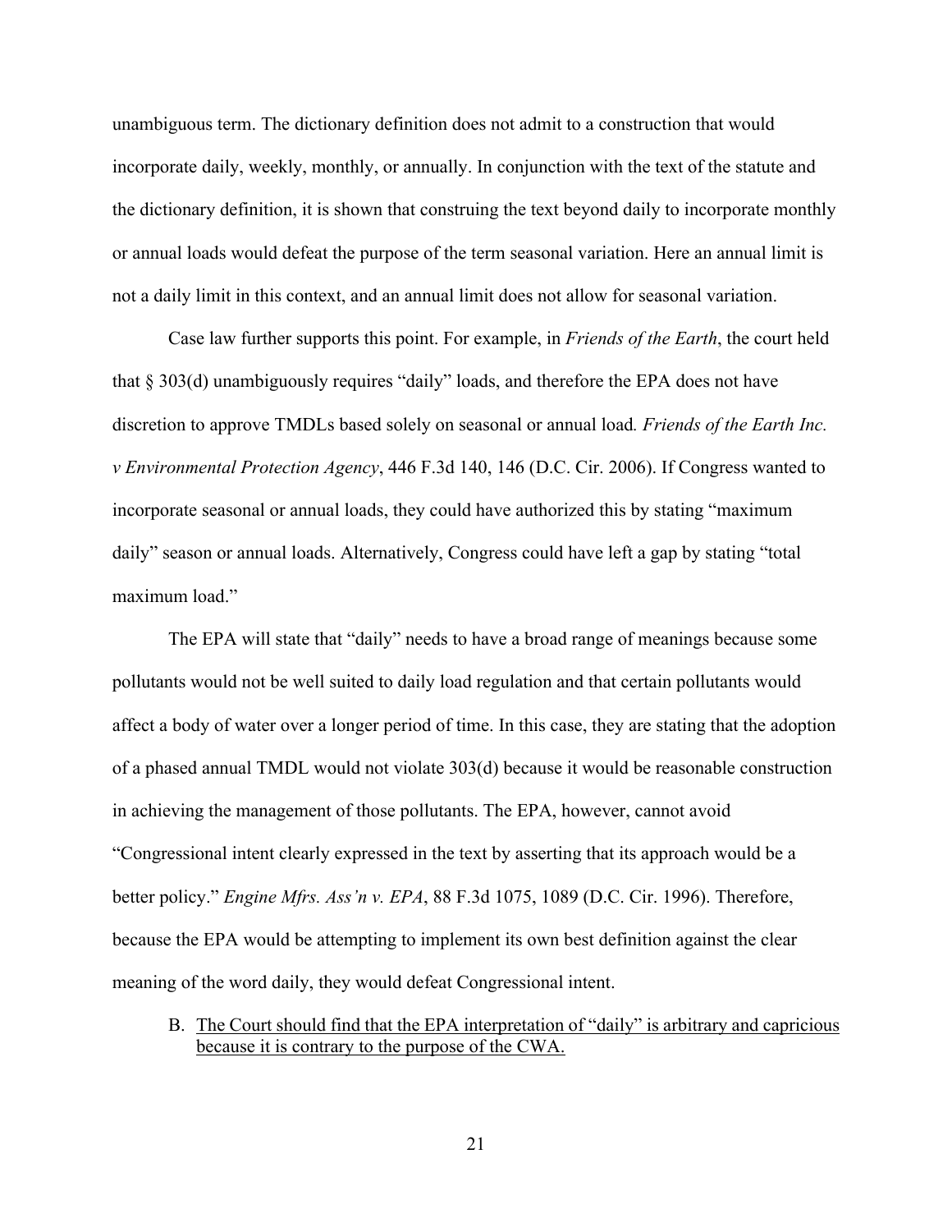unambiguous term. The dictionary definition does not admit to a construction that would incorporate daily, weekly, monthly, or annually. In conjunction with the text of the statute and the dictionary definition, it is shown that construing the text beyond daily to incorporate monthly or annual loads would defeat the purpose of the term seasonal variation. Here an annual limit is not a daily limit in this context, and an annual limit does not allow for seasonal variation.

Case law further supports this point. For example, in *Friends of the Earth*, the court held that § 303(d) unambiguously requires "daily" loads, and therefore the EPA does not have discretion to approve TMDLs based solely on seasonal or annual load. *Friends of the Earth Inc. v Environmental Protection Agency*, 446 F.3d 140, 146 (D.C. Cir. 2006). If Congress wanted to incorporate seasonal or annual loads, they could have authorized this by stating "maximum daily" season or annual loads. Alternatively, Congress could have left a gap by stating "total maximum load."

The EPA will state that "daily" needs to have a broad range of meanings because some pollutants would not be well suited to daily load regulation and that certain pollutants would affect a body of water over a longer period of time. In this case, they are stating that the adoption of a phased annual TMDL would not violate 303(d) because it would be reasonable construction in achieving the management of those pollutants. The EPA, however, cannot avoid "Congressional intent clearly expressed in the text by asserting that its approach would be a better policy." *Engine Mfrs. Ass'n v. EPA*, 88 F.3d 1075, 1089 (D.C. Cir. 1996). Therefore, because the EPA would be attempting to implement its own best definition against the clear meaning of the word daily, they would defeat Congressional intent.

B. The Court should find that the EPA interpretation of "daily" is arbitrary and capricious because it is contrary to the purpose of the CWA.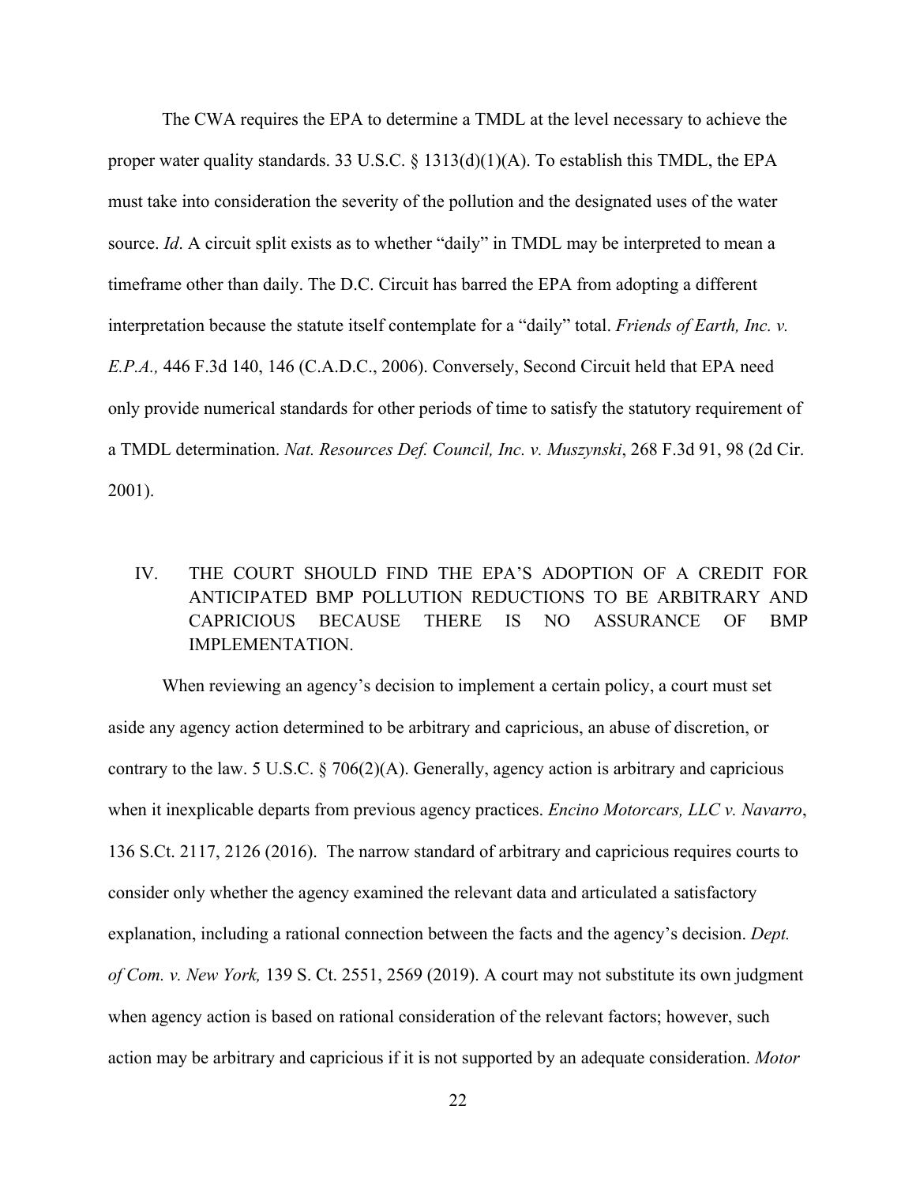The CWA requires the EPA to determine a TMDL at the level necessary to achieve the proper water quality standards. 33 U.S.C. § 1313(d)(1)(A). To establish this TMDL, the EPA must take into consideration the severity of the pollution and the designated uses of the water source. *Id*. A circuit split exists as to whether "daily" in TMDL may be interpreted to mean a timeframe other than daily. The D.C. Circuit has barred the EPA from adopting a different interpretation because the statute itself contemplate for a "daily" total. *Friends of Earth, Inc. v. E.P.A.,* 446 F.3d 140, 146 (C.A.D.C., 2006). Conversely, Second Circuit held that EPA need only provide numerical standards for other periods of time to satisfy the statutory requirement of a TMDL determination. *Nat. Resources Def. Council, Inc. v. Muszynski*, 268 F.3d 91, 98 (2d Cir. 2001).

## IV. THE COURT SHOULD FIND THE EPA'S ADOPTION OF A CREDIT FOR ANTICIPATED BMP POLLUTION REDUCTIONS TO BE ARBITRARY AND CAPRICIOUS BECAUSE THERE IS NO ASSURANCE OF BMP IMPLEMENTATION.

When reviewing an agency's decision to implement a certain policy, a court must set aside any agency action determined to be arbitrary and capricious, an abuse of discretion, or contrary to the law. 5 U.S.C. § 706(2)(A). Generally, agency action is arbitrary and capricious when it inexplicable departs from previous agency practices. *Encino Motorcars, LLC v. Navarro*, 136 S.Ct. 2117, 2126 (2016). The narrow standard of arbitrary and capricious requires courts to consider only whether the agency examined the relevant data and articulated a satisfactory explanation, including a rational connection between the facts and the agency's decision. *Dept. of Com. v. New York,* 139 S. Ct. 2551, 2569 (2019). A court may not substitute its own judgment when agency action is based on rational consideration of the relevant factors; however, such action may be arbitrary and capricious if it is not supported by an adequate consideration. *Motor*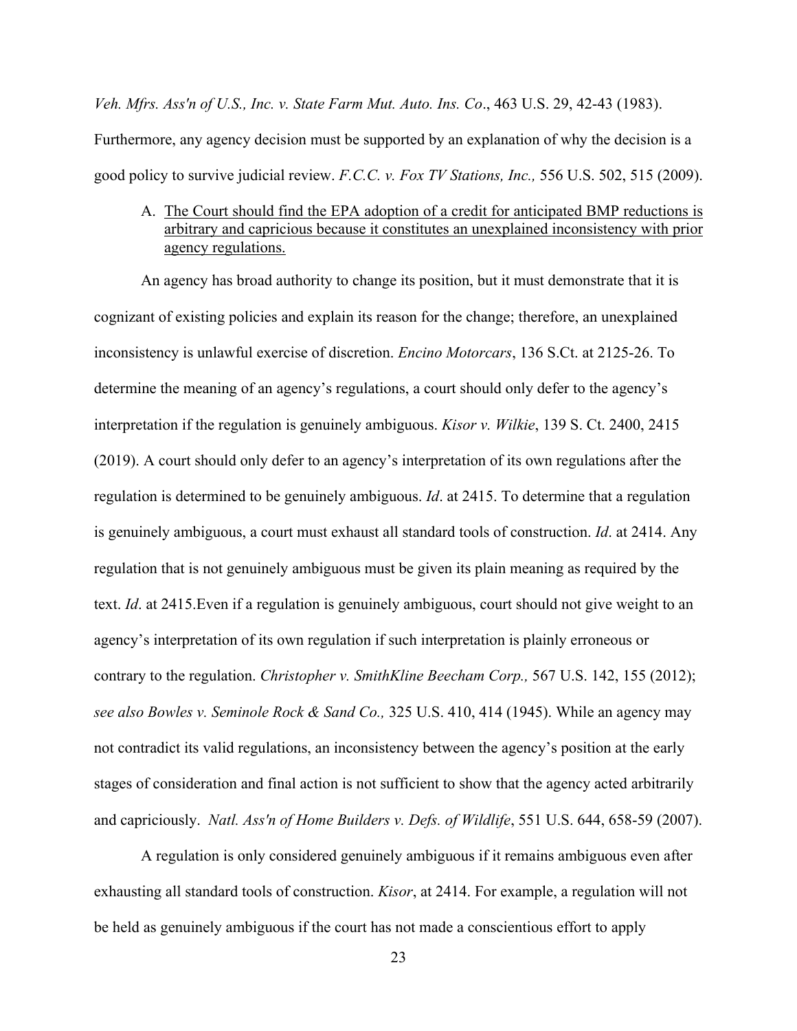*Veh. Mfrs. Ass'n of U.S., Inc. v. State Farm Mut. Auto. Ins. Co*., 463 U.S. 29, 42-43 (1983). Furthermore, any agency decision must be supported by an explanation of why the decision is a good policy to survive judicial review. *F.C.C. v. Fox TV Stations, Inc.,* 556 U.S. 502, 515 (2009).

A. <u>The Court should find the EPA adoption of a credit for anticipated BMP reductions is arbitrary and capricious because it constitutes an unexplained inconsistency with prior agency regulations.</u>

An agency has broad authority to change its position, but it must demonstrate that it is cognizant of existing policies and explain its reason for the change; therefore, an unexplained inconsistency is unlawful exercise of discretion. *Encino Motorcars*, 136 S.Ct. at 2125-26. To determine the meaning of an agency's regulations, a court should only defer to the agency's interpretation if the regulation is genuinely ambiguous. *Kisor v. Wilkie*, 139 S. Ct. 2400, 2415 (2019). A court should only defer to an agency's interpretation of its own regulations after the regulation is determined to be genuinely ambiguous. *Id*. at 2415. To determine that a regulation is genuinely ambiguous, a court must exhaust all standard tools of construction. *Id*. at 2414. Any regulation that is not genuinely ambiguous must be given its plain meaning as required by the text. *Id*. at 2415.Even if a regulation is genuinely ambiguous, court should not give weight to an agency's interpretation of its own regulation if such interpretation is plainly erroneous or contrary to the regulation. *Christopher v. SmithKline Beecham Corp.,* 567 U.S. 142, 155 (2012); *see also Bowles v. Seminole Rock & Sand Co.,* 325 U.S. 410, 414 (1945). While an agency may not contradict its valid regulations, an inconsistency between the agency's position at the early stages of consideration and final action is not sufficient to show that the agency acted arbitrarily and capriciously. *Natl. Ass'n of Home Builders v. Defs. of Wildlife*, 551 U.S. 644, 658-59 (2007).

A regulation is only considered genuinely ambiguous if it remains ambiguous even after exhausting all standard tools of construction. *Kisor*, at 2414. For example, a regulation will not be held as genuinely ambiguous if the court has not made a conscientious effort to apply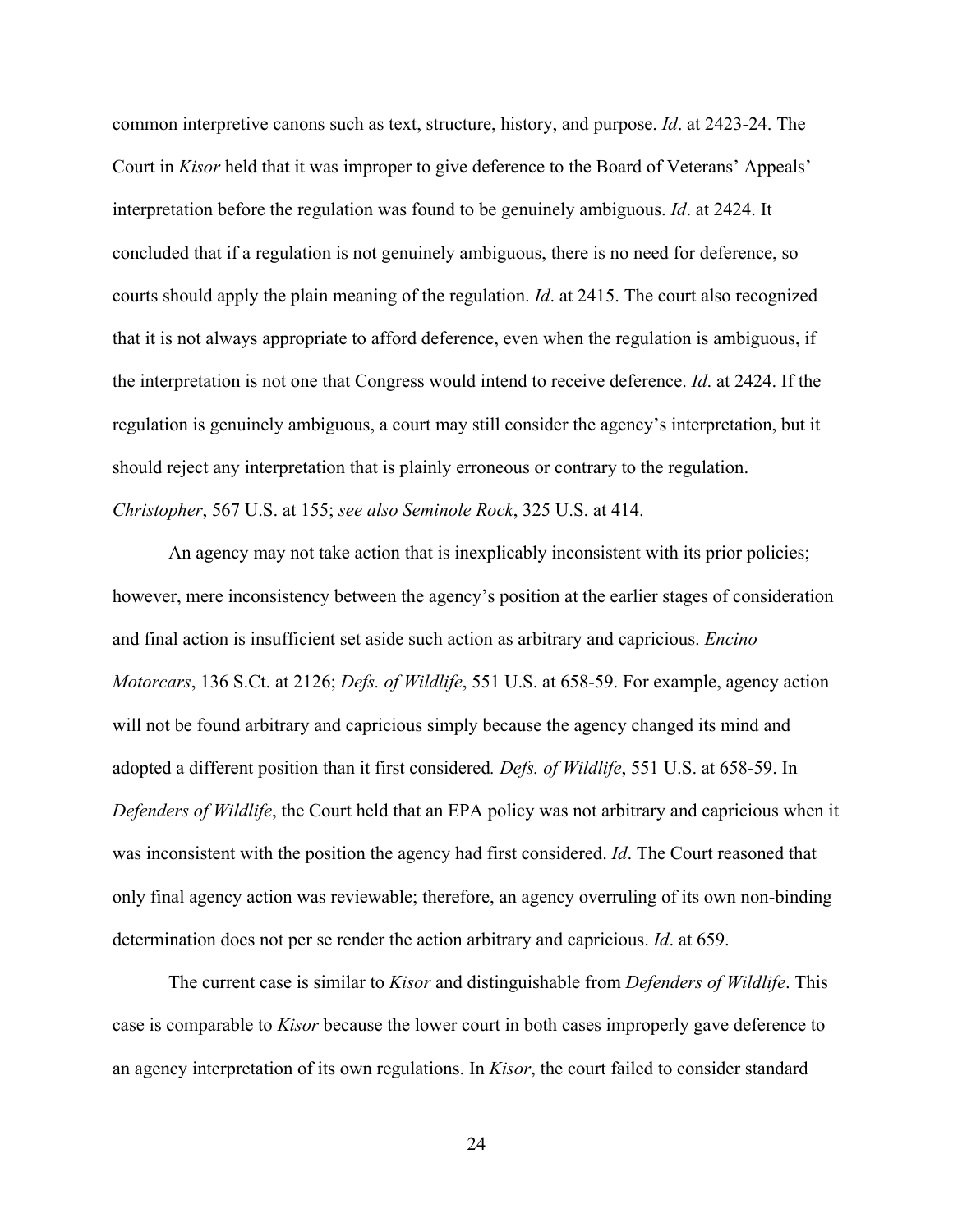common interpretive canons such as text, structure, history, and purpose. *Id*. at 2423-24. The Court in *Kisor* held that it was improper to give deference to the Board of Veterans' Appeals' interpretation before the regulation was found to be genuinely ambiguous. *Id*. at 2424. It concluded that if a regulation is not genuinely ambiguous, there is no need for deference, so courts should apply the plain meaning of the regulation. *Id*. at 2415. The court also recognized that it is not always appropriate to afford deference, even when the regulation is ambiguous, if the interpretation is not one that Congress would intend to receive deference. *Id*. at 2424. If the regulation is genuinely ambiguous, a court may still consider the agency's interpretation, but it should reject any interpretation that is plainly erroneous or contrary to the regulation. *Christopher*, 567 U.S. at 155; *see also Seminole Rock*, 325 U.S. at 414.

An agency may not take action that is inexplicably inconsistent with its prior policies; however, mere inconsistency between the agency's position at the earlier stages of consideration and final action is insufficient set aside such action as arbitrary and capricious. *Encino Motorcars*, 136 S.Ct. at 2126; *Defs. of Wildlife*, 551 U.S. at 658-59. For example, agency action will not be found arbitrary and capricious simply because the agency changed its mind and adopted a different position than it first considered*. Defs. of Wildlife*, 551 U.S. at 658-59. In *Defenders of Wildlife*, the Court held that an EPA policy was not arbitrary and capricious when it was inconsistent with the position the agency had first considered. *Id*. The Court reasoned that only final agency action was reviewable; therefore, an agency overruling of its own non-binding determination does not per se render the action arbitrary and capricious. *Id*. at 659.

The current case is similar to *Kisor* and distinguishable from *Defenders of Wildlife*. This case is comparable to *Kisor* because the lower court in both cases improperly gave deference to an agency interpretation of its own regulations. In *Kisor*, the court failed to consider standard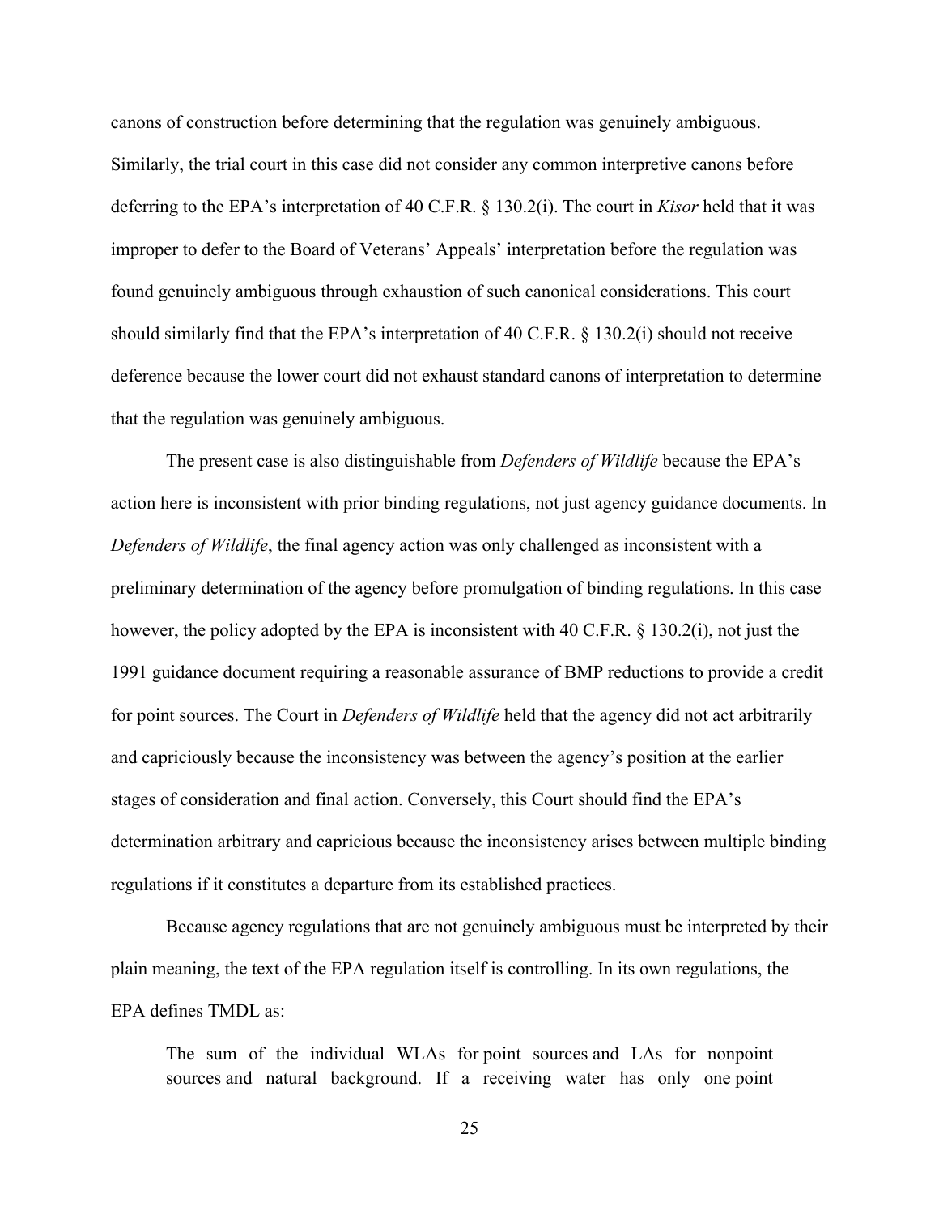canons of construction before determining that the regulation was genuinely ambiguous. Similarly, the trial court in this case did not consider any common interpretive canons before deferring to the EPA's interpretation of 40 C.F.R. § 130.2(i). The court in *Kisor* held that it was improper to defer to the Board of Veterans' Appeals' interpretation before the regulation was found genuinely ambiguous through exhaustion of such canonical considerations. This court should similarly find that the EPA's interpretation of 40 C.F.R. § 130.2(i) should not receive deference because the lower court did not exhaust standard canons of interpretation to determine that the regulation was genuinely ambiguous.

The present case is also distinguishable from *Defenders of Wildlife* because the EPA's action here is inconsistent with prior binding regulations, not just agency guidance documents. In *Defenders of Wildlife*, the final agency action was only challenged as inconsistent with a preliminary determination of the agency before promulgation of binding regulations. In this case however, the policy adopted by the EPA is inconsistent with 40 C.F.R. § 130.2(i), not just the 1991 guidance document requiring a reasonable assurance of BMP reductions to provide a credit for point sources. The Court in *Defenders of Wildlife* held that the agency did not act arbitrarily and capriciously because the inconsistency was between the agency's position at the earlier stages of consideration and final action. Conversely, this Court should find the EPA's determination arbitrary and capricious because the inconsistency arises between multiple binding regulations if it constitutes a departure from its established practices.

Because agency regulations that are not genuinely ambiguous must be interpreted by their plain meaning, the text of the EPA regulation itself is controlling. In its own regulations, the EPA defines TMDL as:

> The sum of the individual WLAs for point sources and LAs for nonpoint sources and natural background. If a receiving water has only one point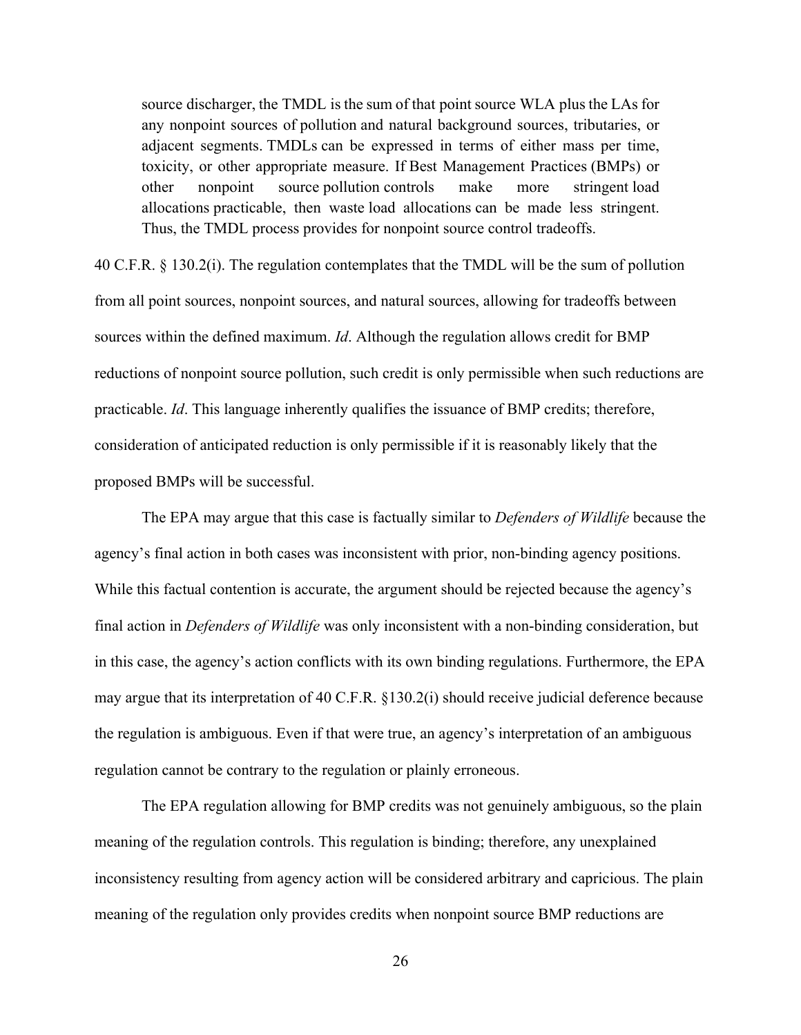> source discharger, the TMDL is the sum of that point source WLA plus the LAs for any nonpoint sources of pollution and natural background sources, tributaries, or adjacent segments. TMDLs can be expressed in terms of either mass per time, toxicity, or other appropriate measure. If Best Management Practices (BMPs) or other nonpoint source pollution controls make more stringent load allocations practicable, then waste load allocations can be made less stringent. Thus, the TMDL process provides for nonpoint source control tradeoffs.

40 C.F.R. § 130.2(i). The regulation contemplates that the TMDL will be the sum of pollution from all point sources, nonpoint sources, and natural sources, allowing for tradeoffs between sources within the defined maximum. *Id*. Although the regulation allows credit for BMP reductions of nonpoint source pollution, such credit is only permissible when such reductions are practicable. *Id*. This language inherently qualifies the issuance of BMP credits; therefore, consideration of anticipated reduction is only permissible if it is reasonably likely that the proposed BMPs will be successful.

The EPA may argue that this case is factually similar to *Defenders of Wildlife* because the agency's final action in both cases was inconsistent with prior, non-binding agency positions. While this factual contention is accurate, the argument should be rejected because the agency's final action in *Defenders of Wildlife* was only inconsistent with a non-binding consideration, but in this case, the agency's action conflicts with its own binding regulations. Furthermore, the EPA may argue that its interpretation of 40 C.F.R. §130.2(i) should receive judicial deference because the regulation is ambiguous. Even if that were true, an agency's interpretation of an ambiguous regulation cannot be contrary to the regulation or plainly erroneous.

The EPA regulation allowing for BMP credits was not genuinely ambiguous, so the plain meaning of the regulation controls. This regulation is binding; therefore, any unexplained inconsistency resulting from agency action will be considered arbitrary and capricious. The plain meaning of the regulation only provides credits when nonpoint source BMP reductions are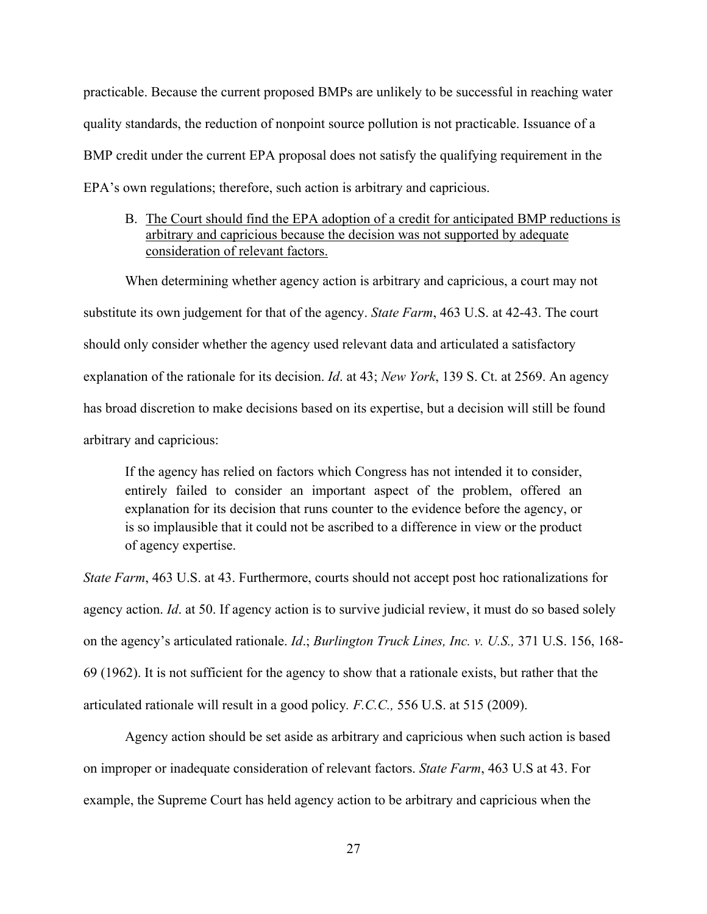practicable. Because the current proposed BMPs are unlikely to be successful in reaching water quality standards, the reduction of nonpoint source pollution is not practicable. Issuance of a BMP credit under the current EPA proposal does not satisfy the qualifying requirement in the EPA's own regulations; therefore, such action is arbitrary and capricious.

B. <u>The Court should find the EPA adoption of a credit for anticipated BMP reductions is arbitrary and capricious because the decision was not supported by adequate consideration of relevant factors.</u>

When determining whether agency action is arbitrary and capricious, a court may not substitute its own judgement for that of the agency. *State Farm*, 463 U.S. at 42-43. The court should only consider whether the agency used relevant data and articulated a satisfactory explanation of the rationale for its decision. *Id*. at 43; *New York*, 139 S. Ct. at 2569. An agency has broad discretion to make decisions based on its expertise, but a decision will still be found arbitrary and capricious:

> If the agency has relied on factors which Congress has not intended it to consider, entirely failed to consider an important aspect of the problem, offered an explanation for its decision that runs counter to the evidence before the agency, or is so implausible that it could not be ascribed to a difference in view or the product of agency expertise.

*State Farm*, 463 U.S. at 43. Furthermore, courts should not accept post hoc rationalizations for agency action. *Id*. at 50. If agency action is to survive judicial review, it must do so based solely on the agency's articulated rationale. *Id*.; *Burlington Truck Lines, Inc. v. U.S.,* 371 U.S. 156, 168-69 (1962). It is not sufficient for the agency to show that a rationale exists, but rather that the articulated rationale will result in a good policy. *F.C.C.,* 556 U.S. at 515 (2009).

Agency action should be set aside as arbitrary and capricious when such action is based on improper or inadequate consideration of relevant factors. *State Farm*, 463 U.S at 43. For example, the Supreme Court has held agency action to be arbitrary and capricious when the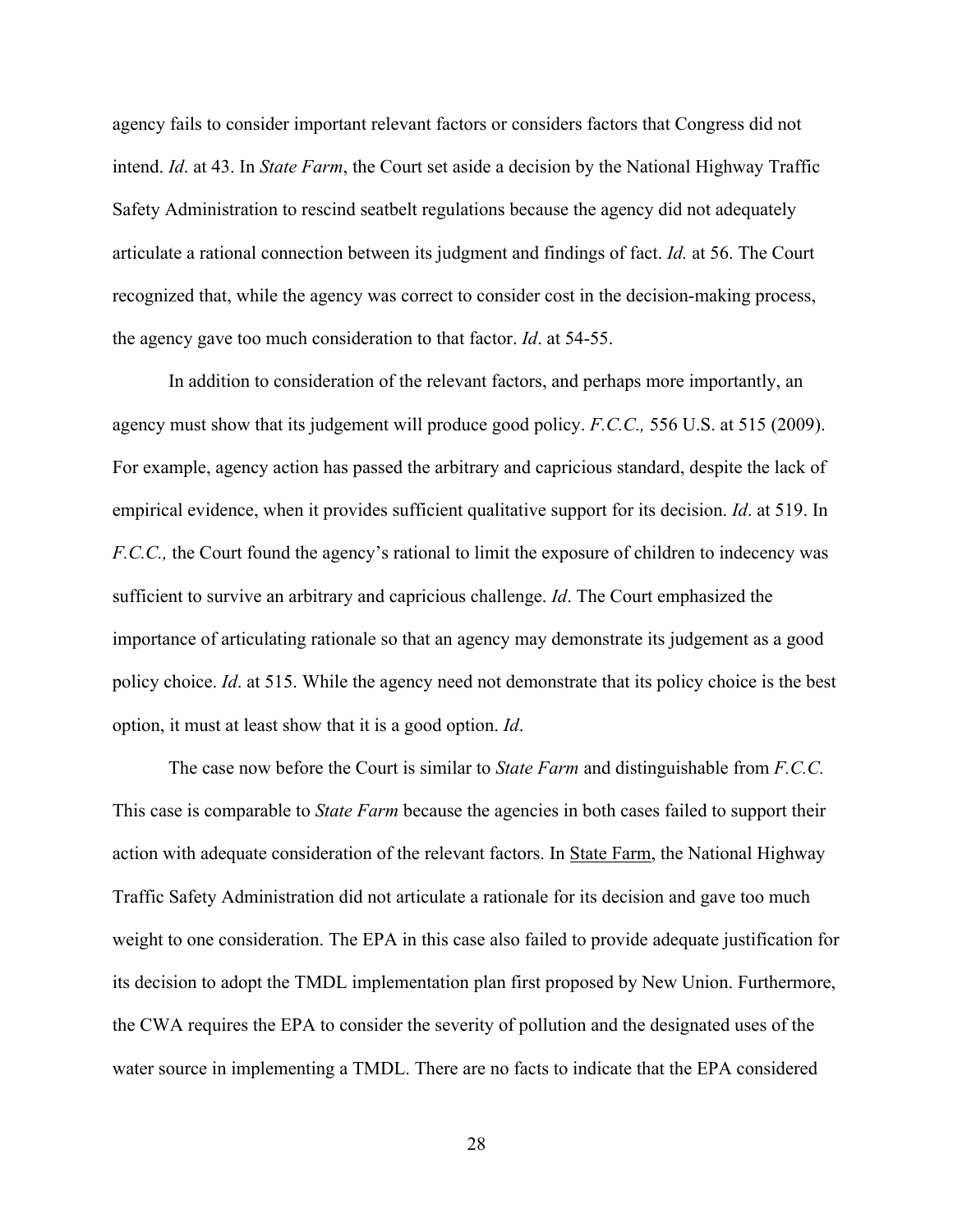agency fails to consider important relevant factors or considers factors that Congress did not intend. *Id*. at 43. In *State Farm*, the Court set aside a decision by the National Highway Traffic Safety Administration to rescind seatbelt regulations because the agency did not adequately articulate a rational connection between its judgment and findings of fact. *Id.* at 56. The Court recognized that, while the agency was correct to consider cost in the decision-making process, the agency gave too much consideration to that factor. *Id*. at 54-55.

In addition to consideration of the relevant factors, and perhaps more importantly, an agency must show that its judgement will produce good policy. *F.C.C.,* 556 U.S. at 515 (2009). For example, agency action has passed the arbitrary and capricious standard, despite the lack of empirical evidence, when it provides sufficient qualitative support for its decision. *Id*. at 519. In *F.C.C.,* the Court found the agency's rational to limit the exposure of children to indecency was sufficient to survive an arbitrary and capricious challenge. *Id*. The Court emphasized the importance of articulating rationale so that an agency may demonstrate its judgement as a good policy choice. *Id*. at 515. While the agency need not demonstrate that its policy choice is the best option, it must at least show that it is a good option. *Id*.

The case now before the Court is similar to *State Farm* and distinguishable from *F.C.C.* This case is comparable to *State Farm* because the agencies in both cases failed to support their action with adequate consideration of the relevant factors. In State Farm, the National Highway Traffic Safety Administration did not articulate a rationale for its decision and gave too much weight to one consideration. The EPA in this case also failed to provide adequate justification for its decision to adopt the TMDL implementation plan first proposed by New Union. Furthermore, the CWA requires the EPA to consider the severity of pollution and the designated uses of the water source in implementing a TMDL. There are no facts to indicate that the EPA considered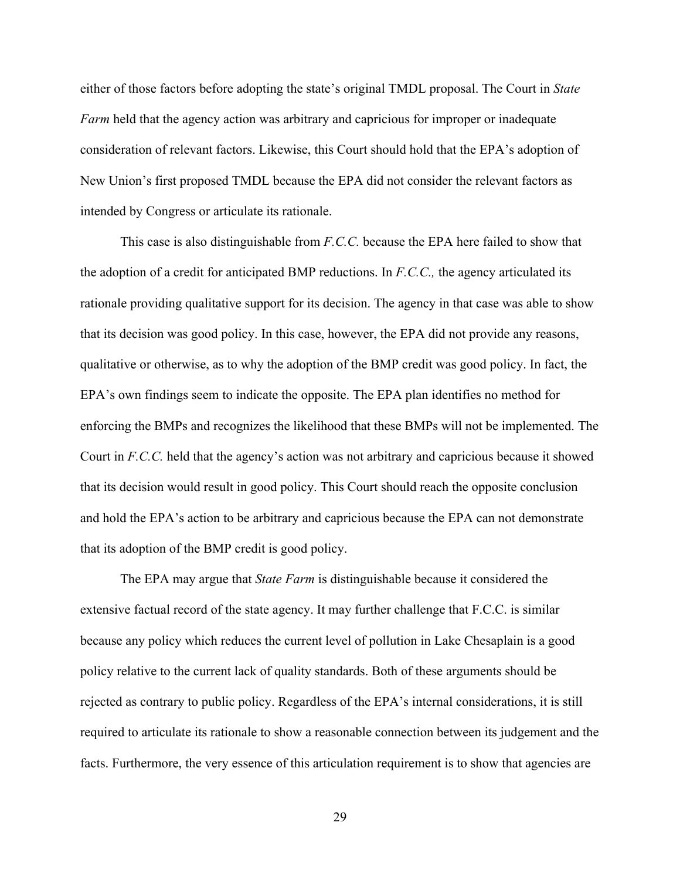either of those factors before adopting the state's original TMDL proposal. The Court in *State Farm* held that the agency action was arbitrary and capricious for improper or inadequate consideration of relevant factors. Likewise, this Court should hold that the EPA's adoption of New Union's first proposed TMDL because the EPA did not consider the relevant factors as intended by Congress or articulate its rationale.

This case is also distinguishable from *F.C.C.* because the EPA here failed to show that the adoption of a credit for anticipated BMP reductions. In *F.C.C.,* the agency articulated its rationale providing qualitative support for its decision. The agency in that case was able to show that its decision was good policy. In this case, however, the EPA did not provide any reasons, qualitative or otherwise, as to why the adoption of the BMP credit was good policy. In fact, the EPA's own findings seem to indicate the opposite. The EPA plan identifies no method for enforcing the BMPs and recognizes the likelihood that these BMPs will not be implemented. The Court in *F.C.C.* held that the agency's action was not arbitrary and capricious because it showed that its decision would result in good policy. This Court should reach the opposite conclusion and hold the EPA's action to be arbitrary and capricious because the EPA can not demonstrate that its adoption of the BMP credit is good policy.

The EPA may argue that *State Farm* is distinguishable because it considered the extensive factual record of the state agency. It may further challenge that F.C.C. is similar because any policy which reduces the current level of pollution in Lake Chesaplain is a good policy relative to the current lack of quality standards. Both of these arguments should be rejected as contrary to public policy. Regardless of the EPA's internal considerations, it is still required to articulate its rationale to show a reasonable connection between its judgement and the facts. Furthermore, the very essence of this articulation requirement is to show that agencies are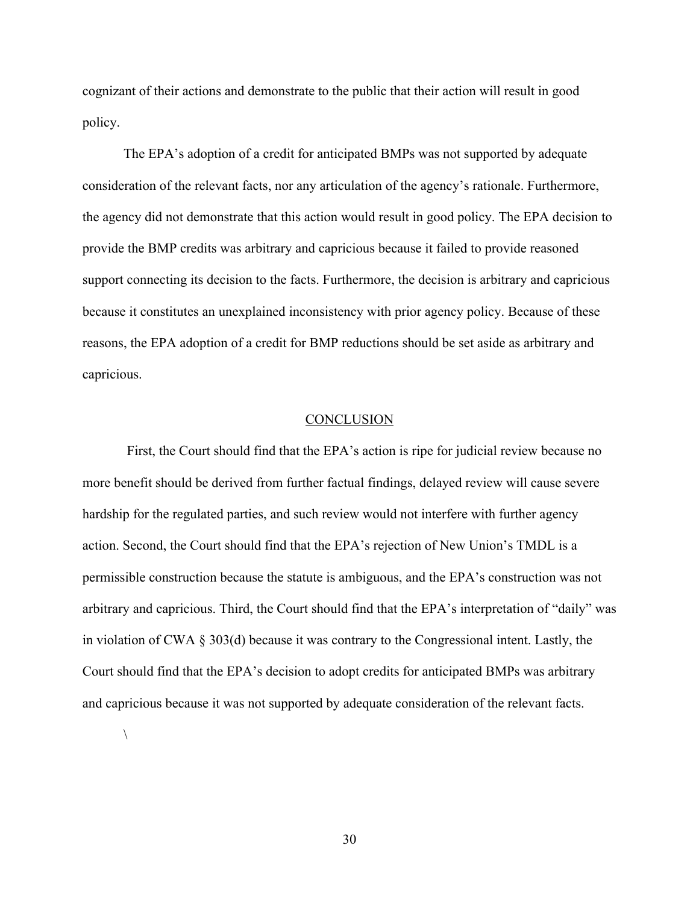cognizant of their actions and demonstrate to the public that their action will result in good policy.

The EPA's adoption of a credit for anticipated BMPs was not supported by adequate consideration of the relevant facts, nor any articulation of the agency's rationale. Furthermore, the agency did not demonstrate that this action would result in good policy. The EPA decision to provide the BMP credits was arbitrary and capricious because it failed to provide reasoned support connecting its decision to the facts. Furthermore, the decision is arbitrary and capricious because it constitutes an unexplained inconsistency with prior agency policy. Because of these reasons, the EPA adoption of a credit for BMP reductions should be set aside as arbitrary and capricious.

## CONCLUSION

First, the Court should find that the EPA's action is ripe for judicial review because no more benefit should be derived from further factual findings, delayed review will cause severe hardship for the regulated parties, and such review would not interfere with further agency action. Second, the Court should find that the EPA's rejection of New Union's TMDL is a permissible construction because the statute is ambiguous, and the EPA's construction was not arbitrary and capricious. Third, the Court should find that the EPA's interpretation of "daily" was in violation of CWA § 303(d) because it was contrary to the Congressional intent. Lastly, the Court should find that the EPA's decision to adopt credits for anticipated BMPs was arbitrary and capricious because it was not supported by adequate consideration of the relevant facts.

\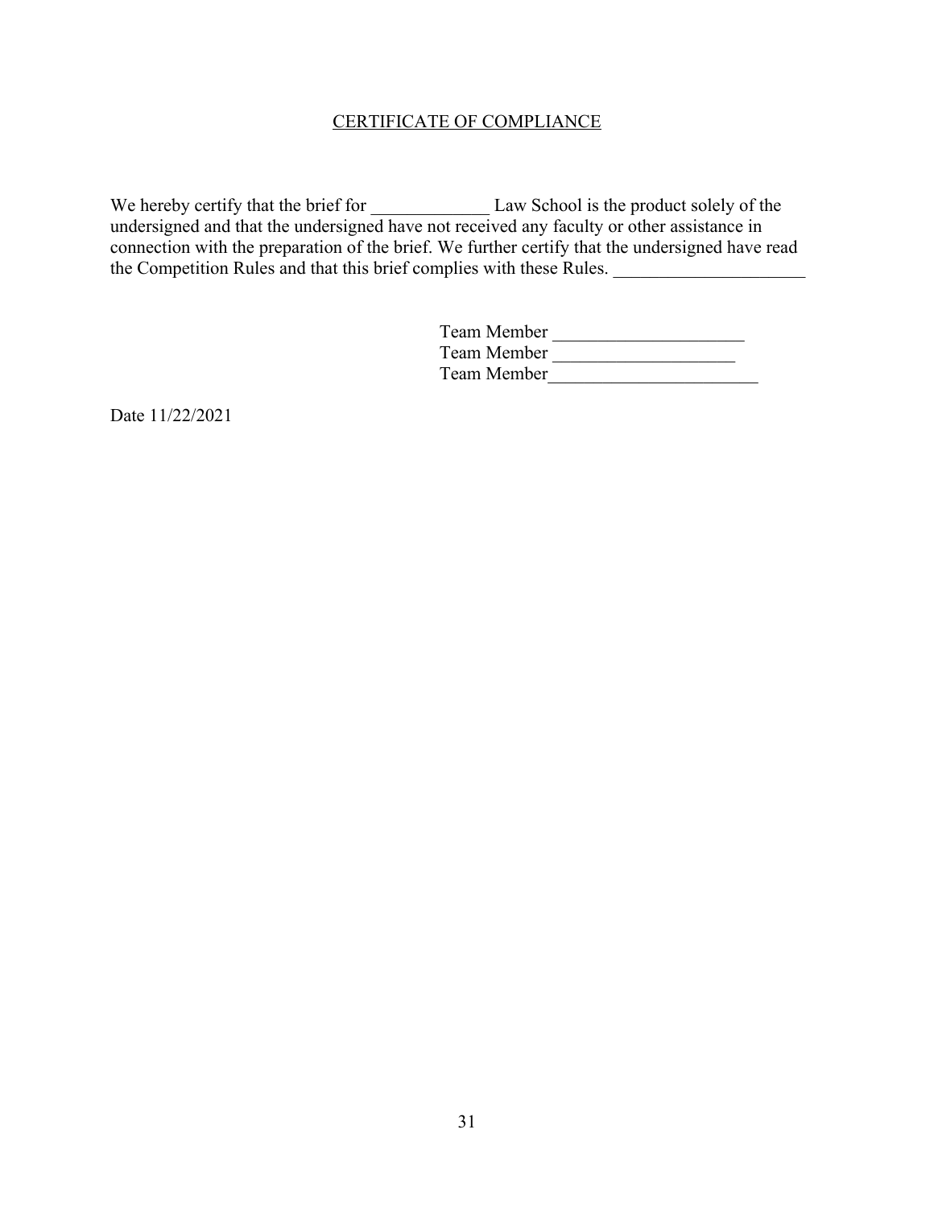## CERTIFICATE OF COMPLIANCE

We hereby certify that the brief for _____________ Law School is the product solely of the undersigned and that the undersigned have not received any faculty or other assistance in connection with the preparation of the brief. We further certify that the undersigned have read the Competition Rules and that this brief complies with these Rules. _____________________

Team Member _____________________
Team Member ____________________
Team Member_______________________

Date 11/22/2021